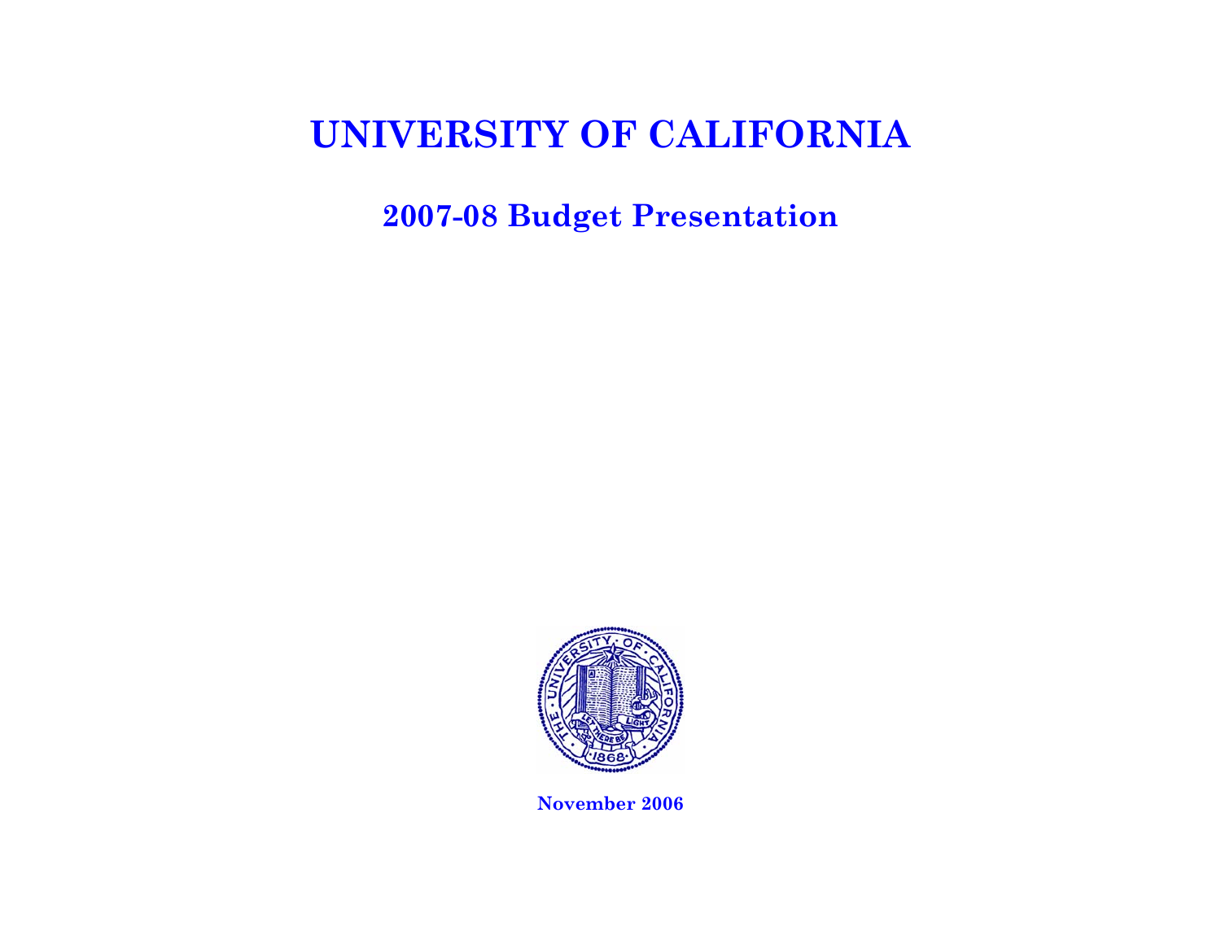# UNIVERSITY OF CALIFORNIA

## 2007-08 Budget Presentation

**November 2006**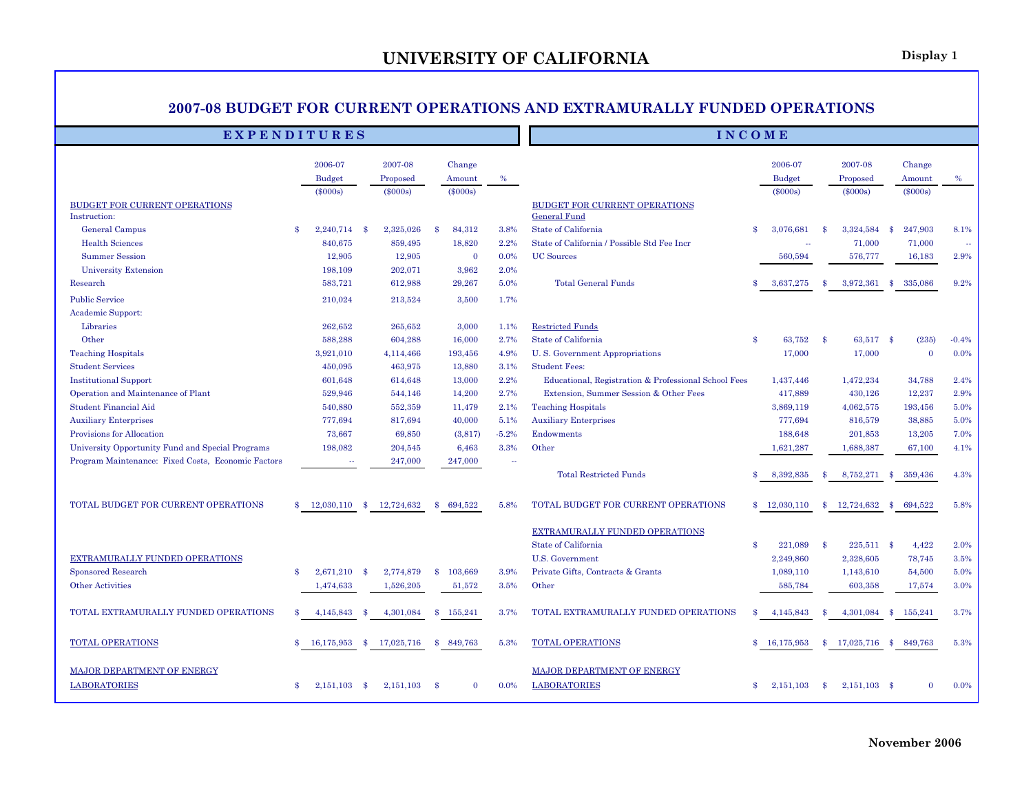# UNIVERSITY OF CALIFORNIA

**Display 1**

## 2007-08 BUDGET FOR CURRENT OPERATIONS AND EXTRAMURALLY FUNDED OPERATIONS

### EXPENDITURES

| | 2006-07 Budget ($000s) | 2007-08 Proposed ($000s) | Change Amount ($000s) | % |
|---|---|---|---|---|
| BUDGET FOR CURRENT OPERATIONS | | | | |
| Instruction: | | | | |
| General Campus | $ 2,240,714 | $ 2,325,026 | $ 84,312 | 3.8% |
| Health Sciences | 840,675 | 859,495 | 18,820 | 2.2% |
| Summer Session | 12,905 | 12,905 | 0 | 0.0% |
| University Extension | 198,109 | 202,071 | 3,962 | 2.0% |
| Research | 583,721 | 612,988 | 29,267 | 5.0% |
| Public Service | 210,024 | 213,524 | 3,500 | 1.7% |
| Academic Support: | | | | |
| Libraries | 262,652 | 265,652 | 3,000 | 1.1% |
| Other | 588,288 | 604,288 | 16,000 | 2.7% |
| Teaching Hospitals | 3,921,010 | 4,114,466 | 193,456 | 4.9% |
| Student Services | 450,095 | 463,975 | 13,880 | 3.1% |
| Institutional Support | 601,648 | 614,648 | 13,000 | 2.2% |
| Operation and Maintenance of Plant | 529,946 | 544,146 | 14,200 | 2.7% |
| Student Financial Aid | 540,880 | 552,359 | 11,479 | 2.1% |
| Auxiliary Enterprises | 777,694 | 817,694 | 40,000 | 5.1% |
| Provisions for Allocation | 73,667 | 69,850 | (3,817) | -5.2% |
| University Opportunity Fund and Special Programs | 198,082 | 204,545 | 6,463 | 3.3% |
| Program Maintenance: Fixed Costs, Economic Factors | -- | 247,000 | 247,000 | -- |
| TOTAL BUDGET FOR CURRENT OPERATIONS | $ 12,030,110 | $ 12,724,632 | $ 694,522 | 5.8% |
| EXTRAMURALLY FUNDED OPERATIONS | | | | |
| Sponsored Research | $ 2,671,210 | $ 2,774,879 | $ 103,669 | 3.9% |
| Other Activities | 1,474,633 | 1,526,205 | 51,572 | 3.5% |
| TOTAL EXTRAMURALLY FUNDED OPERATIONS | $ 4,145,843 | $ 4,301,084 | $ 155,241 | 3.7% |
| TOTAL OPERATIONS | $ 16,175,953 | $ 17,025,716 | $ 849,763 | 5.3% |
| MAJOR DEPARTMENT OF ENERGY LABORATORIES | $ 2,151,103 | $ 2,151,103 | $ 0 | 0.0% |

### INCOME

| | 2006-07 Budget ($000s) | 2007-08 Proposed ($000s) | Change Amount ($000s) | % |
|---|---|---|---|---|
| BUDGET FOR CURRENT OPERATIONS | | | | |
| General Fund | | | | |
| State of California | $ 3,076,681 | $ 3,324,584 | $ 247,903 | 8.1% |
| State of California / Possible Std Fee Incr | -- | 71,000 | 71,000 | -- |
| UC Sources | 560,594 | 576,777 | 16,183 | 2.9% |
| Total General Funds | $ 3,637,275 | $ 3,972,361 | $ 335,086 | 9.2% |
| Restricted Funds | | | | |
| State of California | $ 63,752 | $ 63,517 | $ (235) | -0.4% |
| U. S. Government Appropriations | 17,000 | 17,000 | 0 | 0.0% |
| Student Fees: | | | | |
| Educational, Registration & Professional School Fees | 1,437,446 | 1,472,234 | 34,788 | 2.4% |
| Extension, Summer Session & Other Fees | 417,889 | 430,126 | 12,237 | 2.9% |
| Teaching Hospitals | 3,869,119 | 4,062,575 | 193,456 | 5.0% |
| Auxiliary Enterprises | 777,694 | 816,579 | 38,885 | 5.0% |
| Endowments | 188,648 | 201,853 | 13,205 | 7.0% |
| Other | 1,621,287 | 1,688,387 | 67,100 | 4.1% |
| Total Restricted Funds | $ 8,392,835 | $ 8,752,271 | $ 359,436 | 4.3% |
| TOTAL BUDGET FOR CURRENT OPERATIONS | $ 12,030,110 | $ 12,724,632 | $ 694,522 | 5.8% |
| EXTRAMURALLY FUNDED OPERATIONS | | | | |
| State of California | $ 221,089 | $ 225,511 | $ 4,422 | 2.0% |
| U.S. Government | 2,249,860 | 2,328,605 | 78,745 | 3.5% |
| Private Gifts, Contracts & Grants | 1,089,110 | 1,143,610 | 54,500 | 5.0% |
| Other | 585,784 | 603,358 | 17,574 | 3.0% |
| TOTAL EXTRAMURALLY FUNDED OPERATIONS | $ 4,145,843 | $ 4,301,084 | $ 155,241 | 3.7% |
| TOTAL OPERATIONS | $ 16,175,953 | $ 17,025,716 | $ 849,763 | 5.3% |
| MAJOR DEPARTMENT OF ENERGY LABORATORIES | $ 2,151,103 | $ 2,151,103 | $ 0 | 0.0% |

November 2006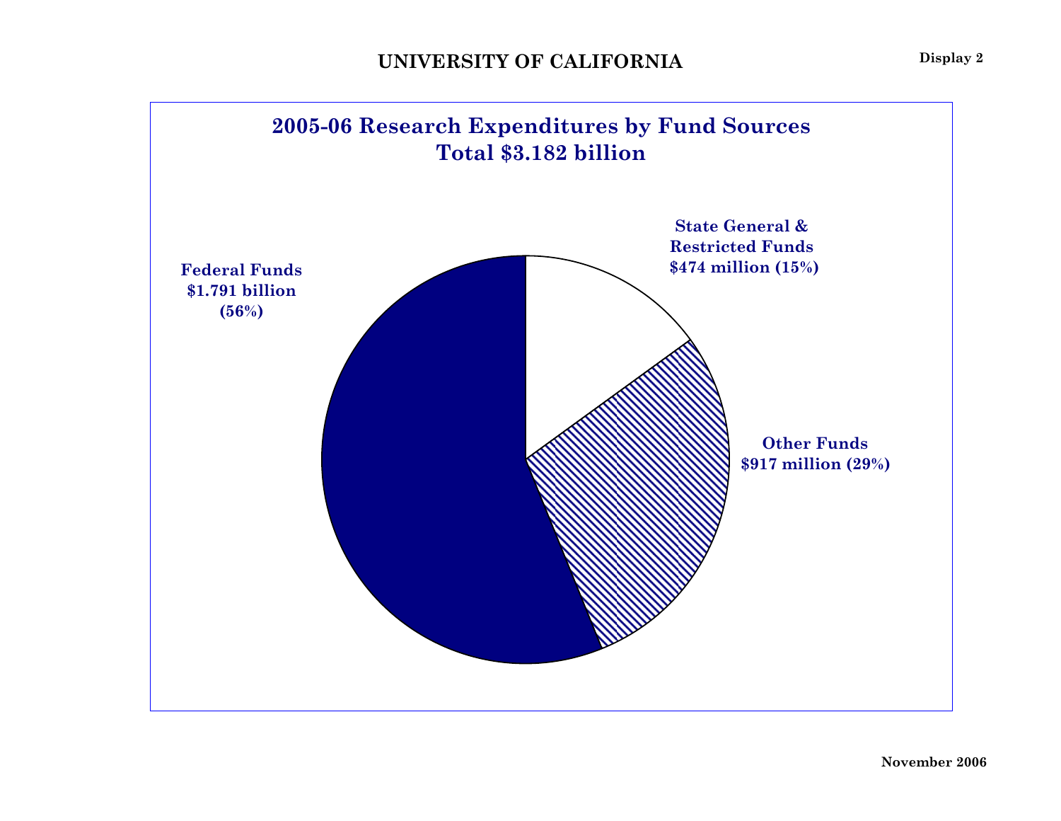# UNIVERSITY OF CALIFORNIA

Display 2

## 2005-06 Research Expenditures by Fund Sources
## Total $3.182 billion

Federal Funds
$1.791 billion
(56%)

State General &
Restricted Funds
$474 million (15%)

Other Funds
$917 million (29%)

November 2006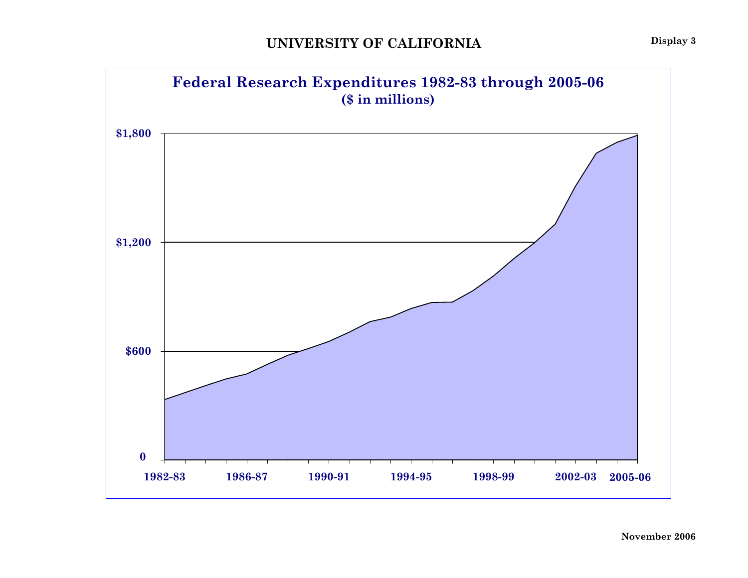# UNIVERSITY OF CALIFORNIA

Display 3

## Federal Research Expenditures 1982-83 through 2005-06

**($ in millions)**

$1,800

$1,200

$600

0

1982-83 | 1986-87 | 1990-91 | 1994-95 | 1998-99 | 2002-03 | 2005-06

November 2006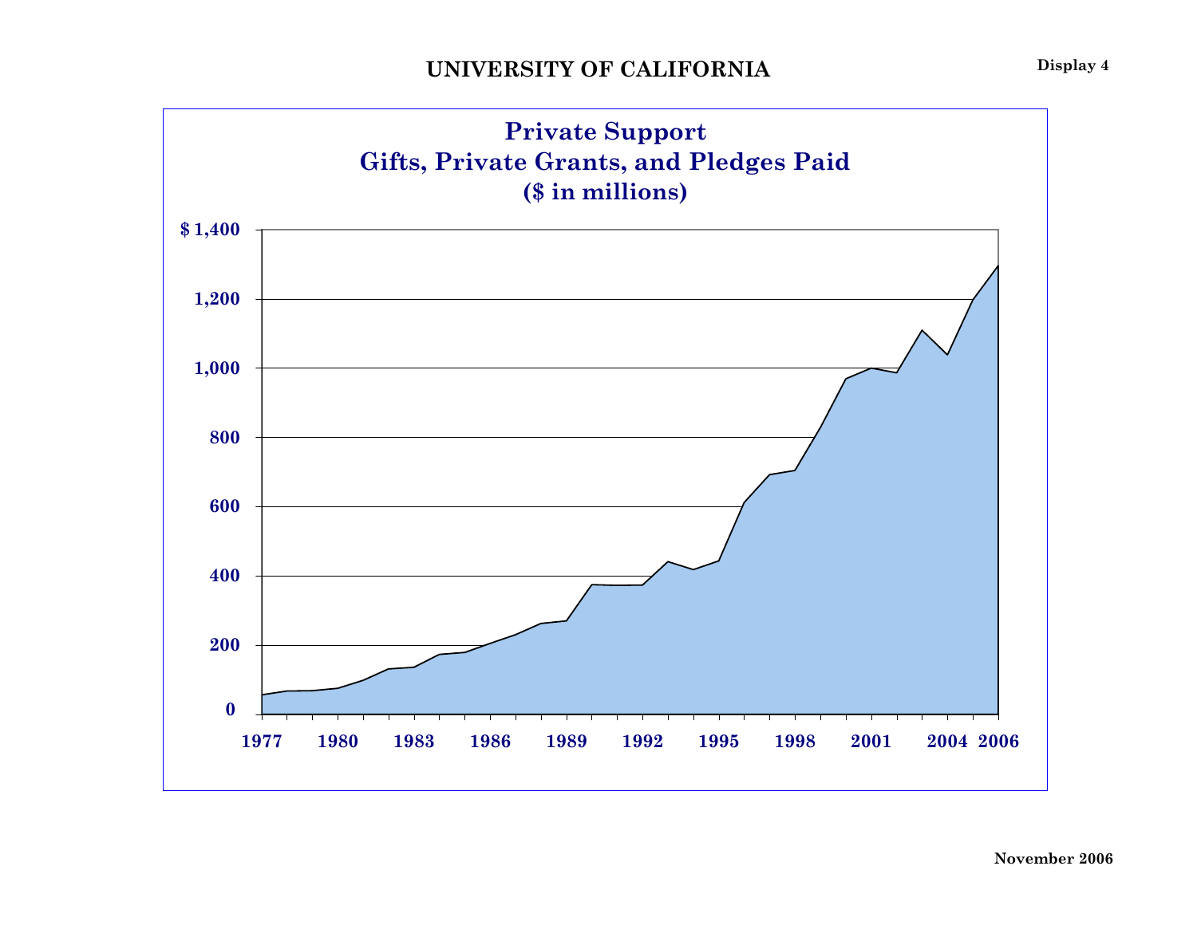# UNIVERSITY OF CALIFORNIA

Display 4

## Private Support
## Gifts, Private Grants, and Pledges Paid
## ($ in millions)

$ 1,400

1,200

1,000

800

600

400

200

0

1977 1980 1983 1986 1989 1992 1995 1998 2001 2004 2006

November 2006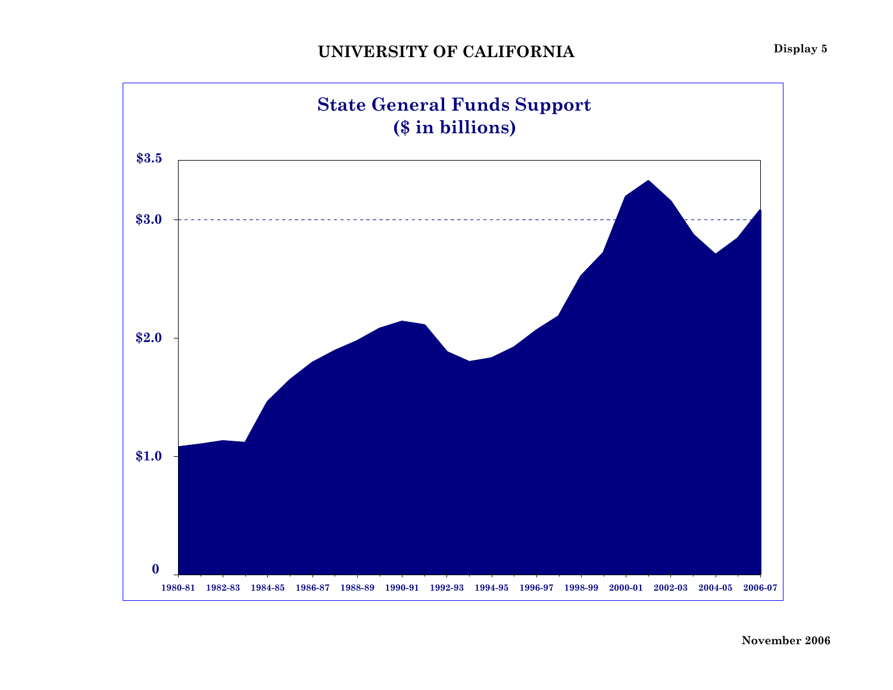# UNIVERSITY OF CALIFORNIA

Display 5

## State General Funds Support
## ($ in billions)

$3.5

$3.0

$2.0

$1.0

0

1980-81 1982-83 1984-85 1986-87 1988-89 1990-91 1992-93 1994-95 1996-97 1998-99 2000-01 2002-03 2004-05 2006-07

November 2006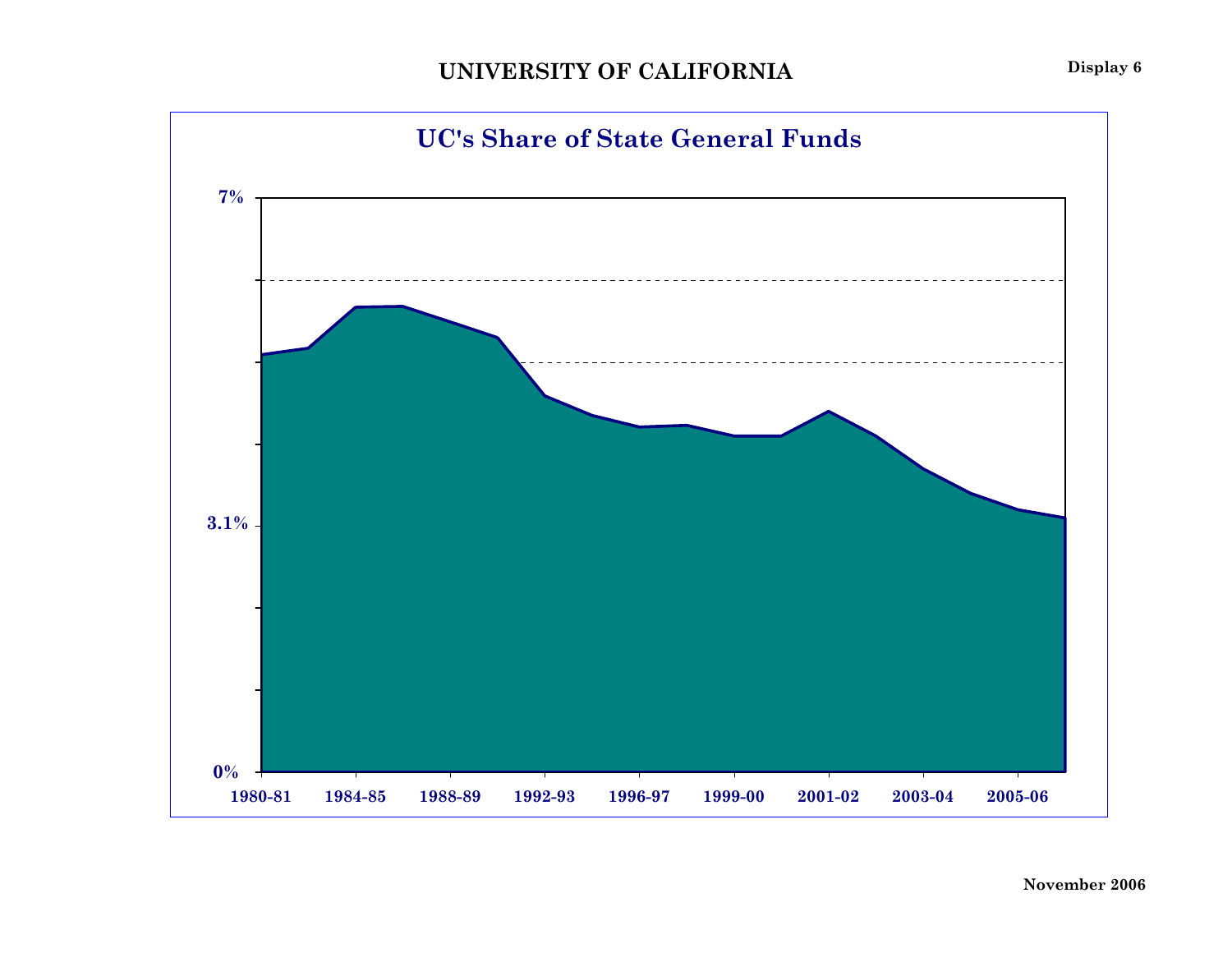# UNIVERSITY OF CALIFORNIA

Display 6

## UC's Share of State General Funds

7%

3.1%

0%

1980-81 1984-85 1988-89 1992-93 1996-97 1999-00 2001-02 2003-04 2005-06

November 2006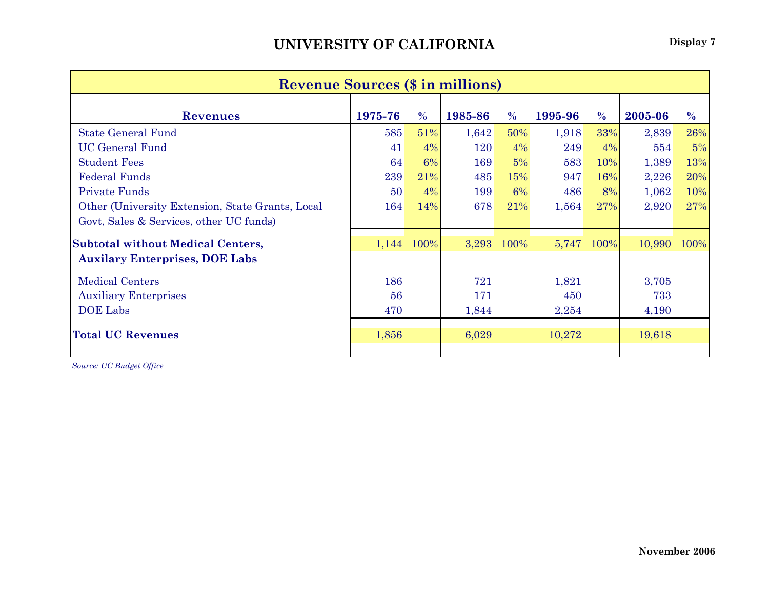# UNIVERSITY OF CALIFORNIA

**Display 7**

## Revenue Sources ($ in millions)

| Revenues | 1975-76 | % | 1985-86 | % | 1995-96 | % | 2005-06 | % |
|---|---|---|---|---|---|---|---|---|
| State General Fund | 585 | 51% | 1,642 | 50% | 1,918 | 33% | 2,839 | 26% |
| UC General Fund | 41 | 4% | 120 | 4% | 249 | 4% | 554 | 5% |
| Student Fees | 64 | 6% | 169 | 5% | 583 | 10% | 1,389 | 13% |
| Federal Funds | 239 | 21% | 485 | 15% | 947 | 16% | 2,226 | 20% |
| Private Funds | 50 | 4% | 199 | 6% | 486 | 8% | 1,062 | 10% |
| Other (University Extension, State Grants, Local Govt, Sales & Services, other UC funds) | 164 | 14% | 678 | 21% | 1,564 | 27% | 2,920 | 27% |
| **Subtotal without Medical Centers, Auxilary Enterprises, DOE Labs** | 1,144 | 100% | 3,293 | 100% | 5,747 | 100% | 10,990 | 100% |
| Medical Centers | 186 | | 721 | | 1,821 | | 3,705 | |
| Auxiliary Enterprises | 56 | | 171 | | 450 | | 733 | |
| DOE Labs | 470 | | 1,844 | | 2,254 | | 4,190 | |
| **Total UC Revenues** | 1,856 | | 6,029 | | 10,272 | | 19,618 | |

*Source: UC Budget Office*

November 2006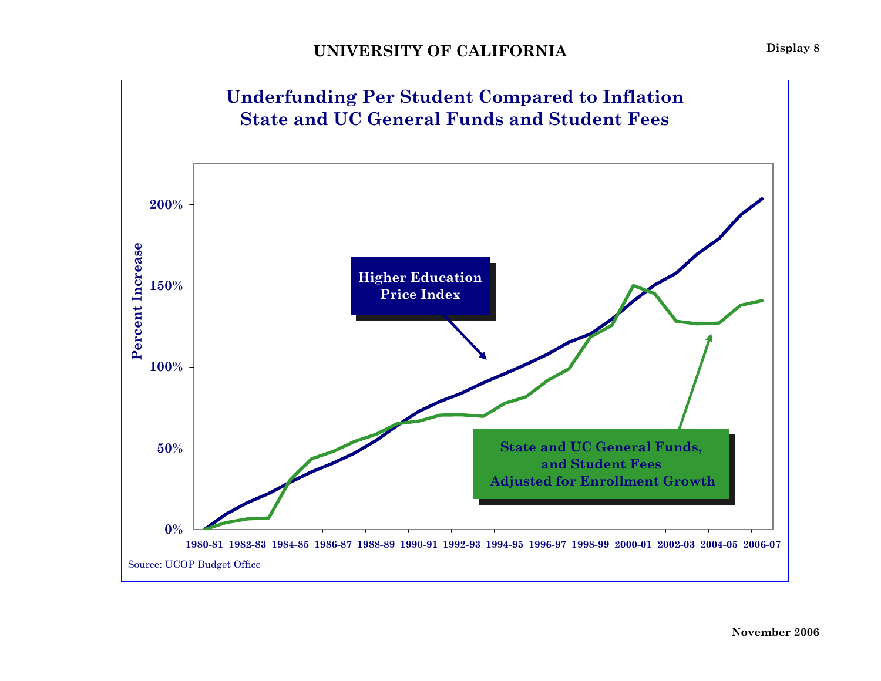# UNIVERSITY OF CALIFORNIA

Display 8

## Underfunding Per Student Compared to Inflation
## State and UC General Funds and Student Fees

Higher Education Price Index

State and UC General Funds, and Student Fees Adjusted for Enrollment Growth

Percent Increase

0% | 50% | 100% | 150% | 200%

1980-81 | 1982-83 | 1984-85 | 1986-87 | 1988-89 | 1990-91 | 1992-93 | 1994-95 | 1996-97 | 1998-99 | 2000-01 | 2002-03 | 2004-05 | 2006-07

Source: UCOP Budget Office

November 2006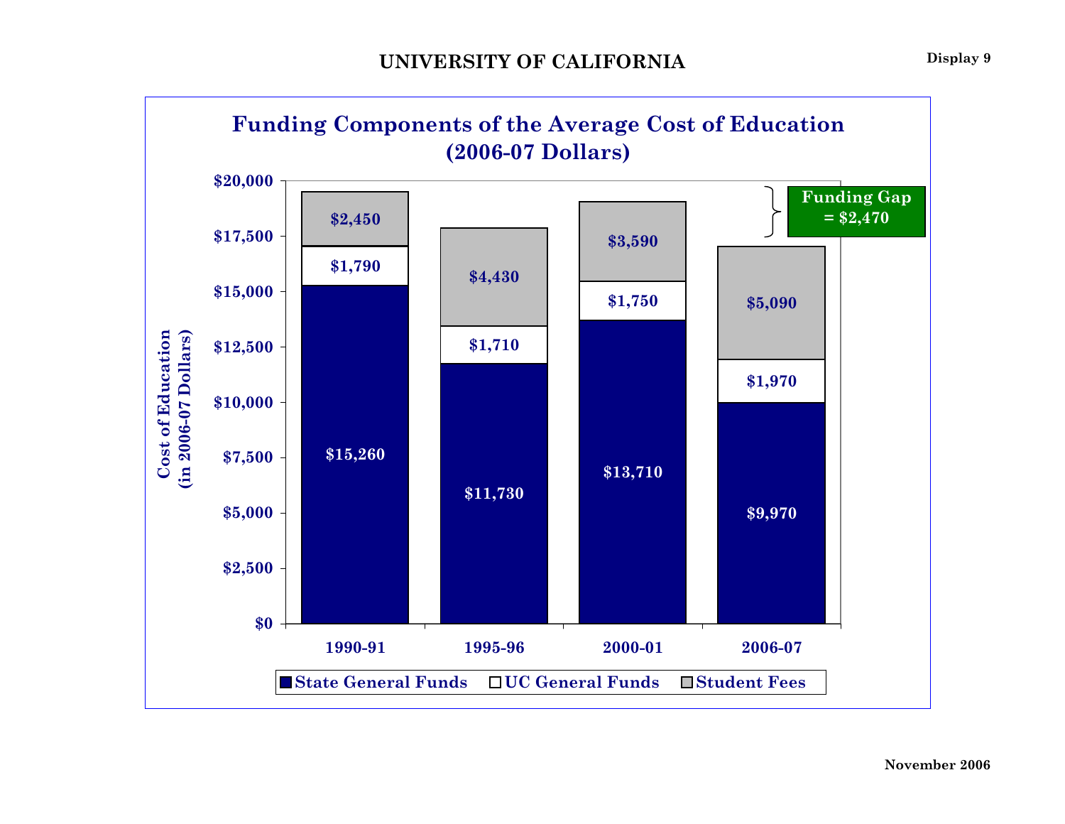# UNIVERSITY OF CALIFORNIA

Display 9

## Funding Components of the Average Cost of Education (2006-07 Dollars)

Cost of Education (in 2006-07 Dollars)

| | 1990-91 | 1995-96 | 2000-01 | 2006-07 |
|---|---|---|---|---|
| Student Fees | $2,450 | $4,430 | $3,590 | $5,090 |
| UC General Funds | $1,790 | $1,710 | $1,750 | $1,970 |
| State General Funds | $15,260 | $11,730 | $13,710 | $9,970 |

Funding Gap = $2,470

November 2006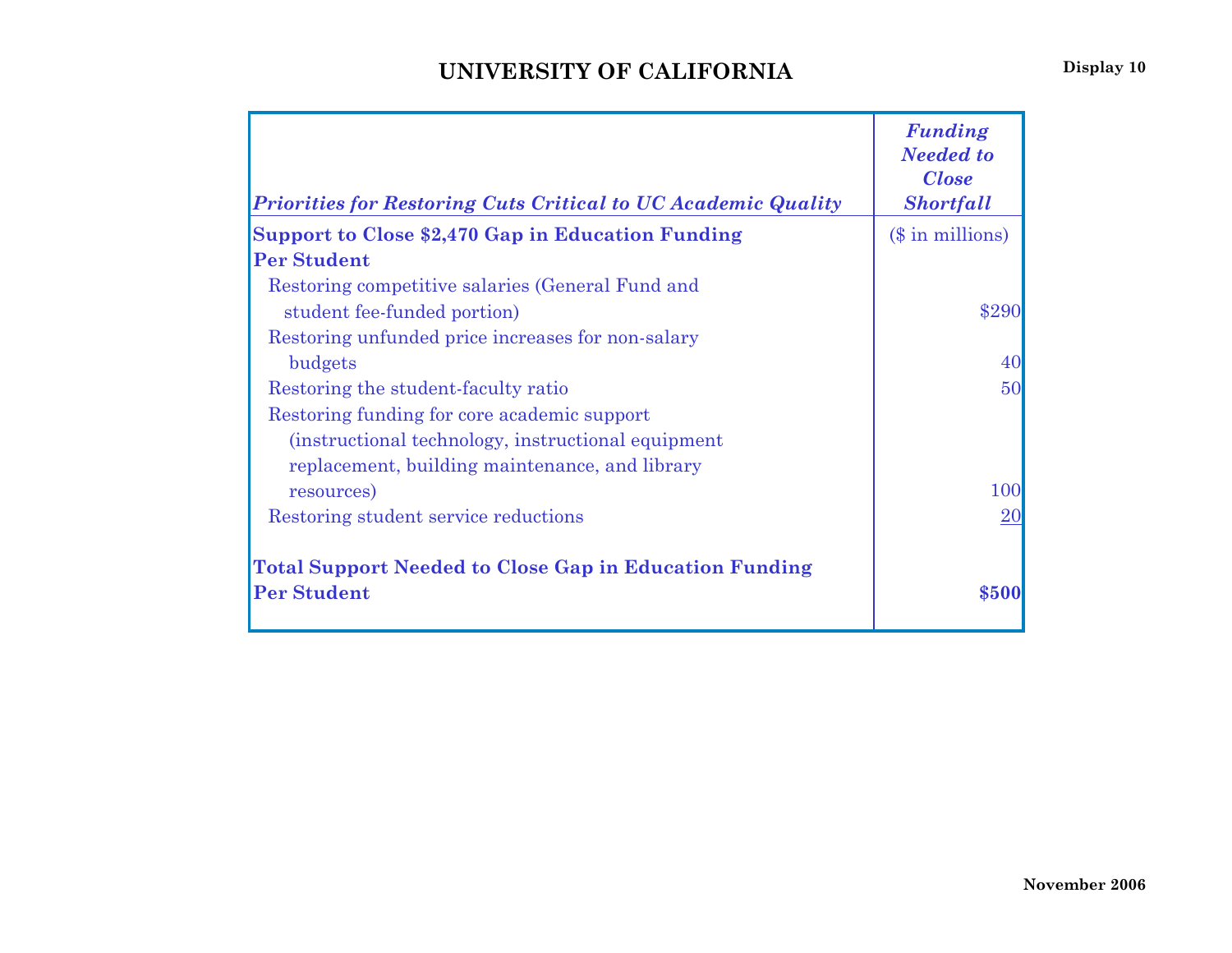# UNIVERSITY OF CALIFORNIA

**Display 10**

| *Priorities for Restoring Cuts Critical to UC Academic Quality* | *Funding Needed to Close Shortfall* |
|---|---|
| **Support to Close $2,470 Gap in Education Funding Per Student** | ($ in millions) |
| Restoring competitive salaries (General Fund and student fee-funded portion) | $290 |
| Restoring unfunded price increases for non-salary budgets | 40 |
| Restoring the student-faculty ratio | 50 |
| Restoring funding for core academic support (instructional technology, instructional equipment replacement, building maintenance, and library resources) | 100 |
| Restoring student service reductions | 20 |
| **Total Support Needed to Close Gap in Education Funding Per Student** | **$500** |

**November 2006**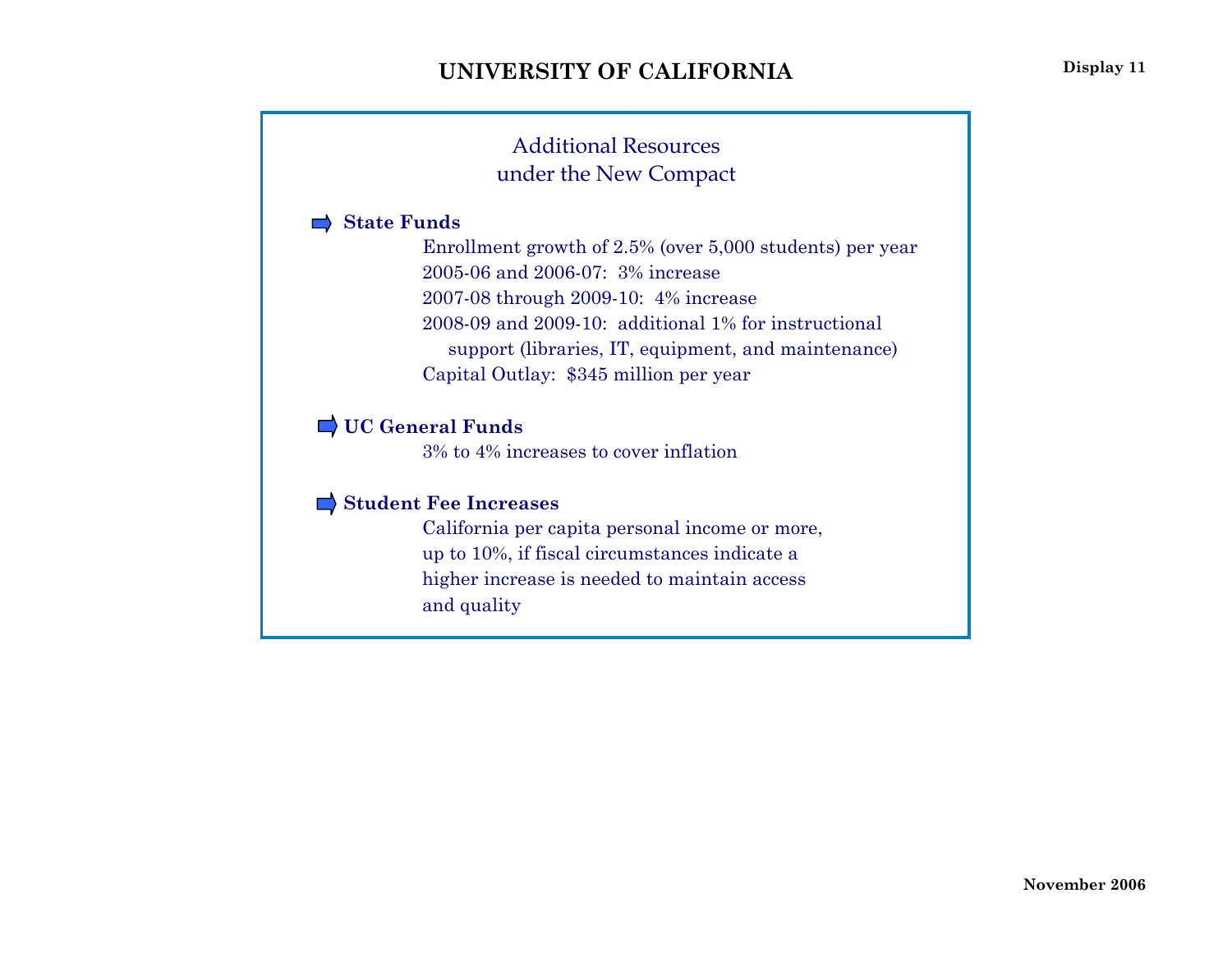# UNIVERSITY OF CALIFORNIA

Display 11

## Additional Resources under the New Compact

- **State Funds**
  - Enrollment growth of 2.5% (over 5,000 students) per year
  - 2005-06 and 2006-07: 3% increase
  - 2007-08 through 2009-10: 4% increase
  - 2008-09 and 2009-10: additional 1% for instructional support (libraries, IT, equipment, and maintenance)
  - Capital Outlay: $345 million per year

- **UC General Funds**
  - 3% to 4% increases to cover inflation

- **Student Fee Increases**
  - California per capita personal income or more, up to 10%, if fiscal circumstances indicate a higher increase is needed to maintain access and quality

November 2006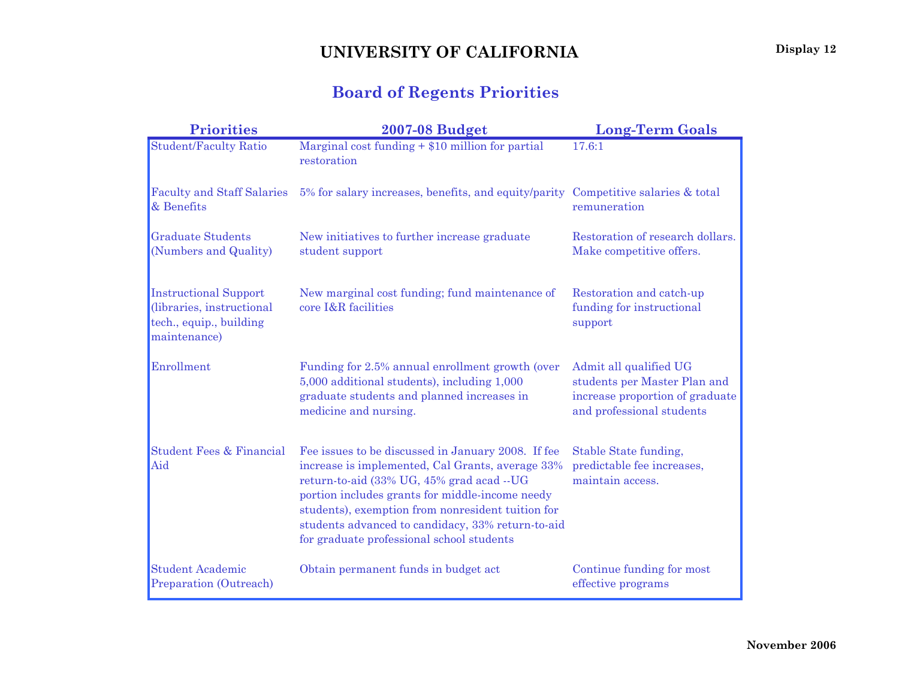Display 12

# UNIVERSITY OF CALIFORNIA

## Board of Regents Priorities

| Priorities | 2007-08 Budget | Long-Term Goals |
|---|---|---|
| Student/Faculty Ratio | Marginal cost funding + $10 million for partial restoration | 17.6:1 |
| Faculty and Staff Salaries & Benefits | 5% for salary increases, benefits, and equity/parity | Competitive salaries & total remuneration |
| Graduate Students (Numbers and Quality) | New initiatives to further increase graduate student support | Restoration of research dollars. Make competitive offers. |
| Instructional Support (libraries, instructional tech., equip., building maintenance) | New marginal cost funding; fund maintenance of core I&R facilities | Restoration and catch-up funding for instructional support |
| Enrollment | Funding for 2.5% annual enrollment growth (over 5,000 additional students), including 1,000 graduate students and planned increases in medicine and nursing. | Admit all qualified UG students per Master Plan and increase proportion of graduate and professional students |
| Student Fees & Financial Aid | Fee issues to be discussed in January 2008. If fee increase is implemented, Cal Grants, average 33% return-to-aid (33% UG, 45% grad acad --UG portion includes grants for middle-income needy students), exemption from nonresident tuition for students advanced to candidacy, 33% return-to-aid for graduate professional school students | Stable State funding, predictable fee increases, maintain access. |
| Student Academic Preparation (Outreach) | Obtain permanent funds in budget act | Continue funding for most effective programs |

November 2006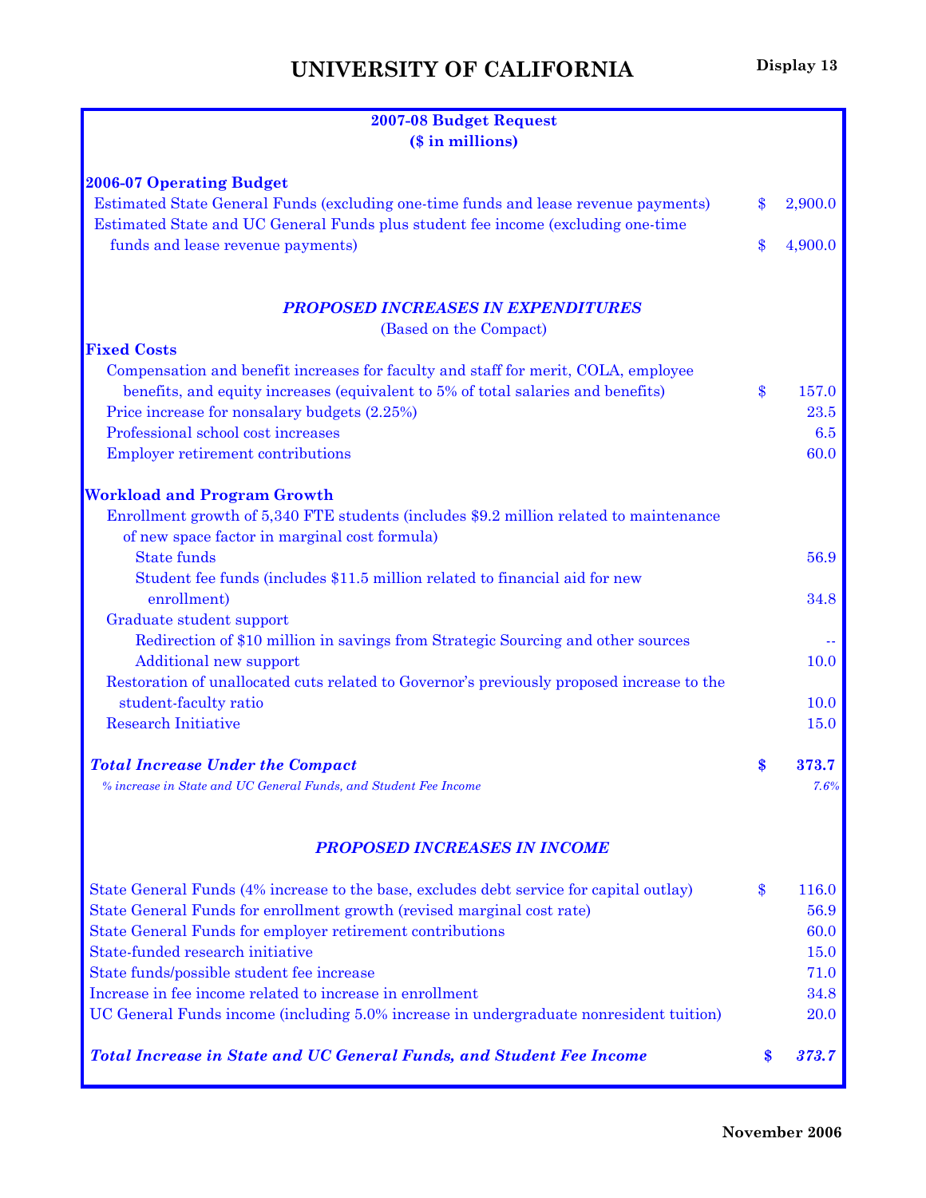# UNIVERSITY OF CALIFORNIA

**Display 13**

**2007-08 Budget Request**
**($ in millions)**

| | | |
|---|---|---|
| **2006-07 Operating Budget** | | |
| Estimated State General Funds (excluding one-time funds and lease revenue payments) | $ | 2,900.0 |
| Estimated State and UC General Funds plus student fee income (excluding one-time funds and lease revenue payments) | $ | 4,900.0 |
| | | |
| ***PROPOSED INCREASES IN EXPENDITURES*** | | |
| (Based on the Compact) | | |
| **Fixed Costs** | | |
| Compensation and benefit increases for faculty and staff for merit, COLA, employee benefits, and equity increases (equivalent to 5% of total salaries and benefits) | $ | 157.0 |
| Price increase for nonsalary budgets (2.25%) | | 23.5 |
| Professional school cost increases | | 6.5 |
| Employer retirement contributions | | 60.0 |
| **Workload and Program Growth** | | |
| Enrollment growth of 5,340 FTE students (includes $9.2 million related to maintenance of new space factor in marginal cost formula) | | |
| State funds | | 56.9 |
| Student fee funds (includes $11.5 million related to financial aid for new enrollment) | | 34.8 |
| Graduate student support | | |
| Redirection of $10 million in savings from Strategic Sourcing and other sources | | -- |
| Additional new support | | 10.0 |
| Restoration of unallocated cuts related to Governor's previously proposed increase to the student-faculty ratio | | 10.0 |
| Research Initiative | | 15.0 |
| ***Total Increase Under the Compact*** | **$** | **373.7** |
| *% increase in State and UC General Funds, and Student Fee Income* | | *7.6%* |
| | | |
| ***PROPOSED INCREASES IN INCOME*** | | |
| State General Funds (4% increase to the base, excludes debt service for capital outlay) | $ | 116.0 |
| State General Funds for enrollment growth (revised marginal cost rate) | | 56.9 |
| State General Funds for employer retirement contributions | | 60.0 |
| State-funded research initiative | | 15.0 |
| State funds/possible student fee increase | | 71.0 |
| Increase in fee income related to increase in enrollment | | 34.8 |
| UC General Funds income (including 5.0% increase in undergraduate nonresident tuition) | | 20.0 |
| ***Total Increase in State and UC General Funds, and Student Fee Income*** | ***$*** | ***373.7*** |

**November 2006**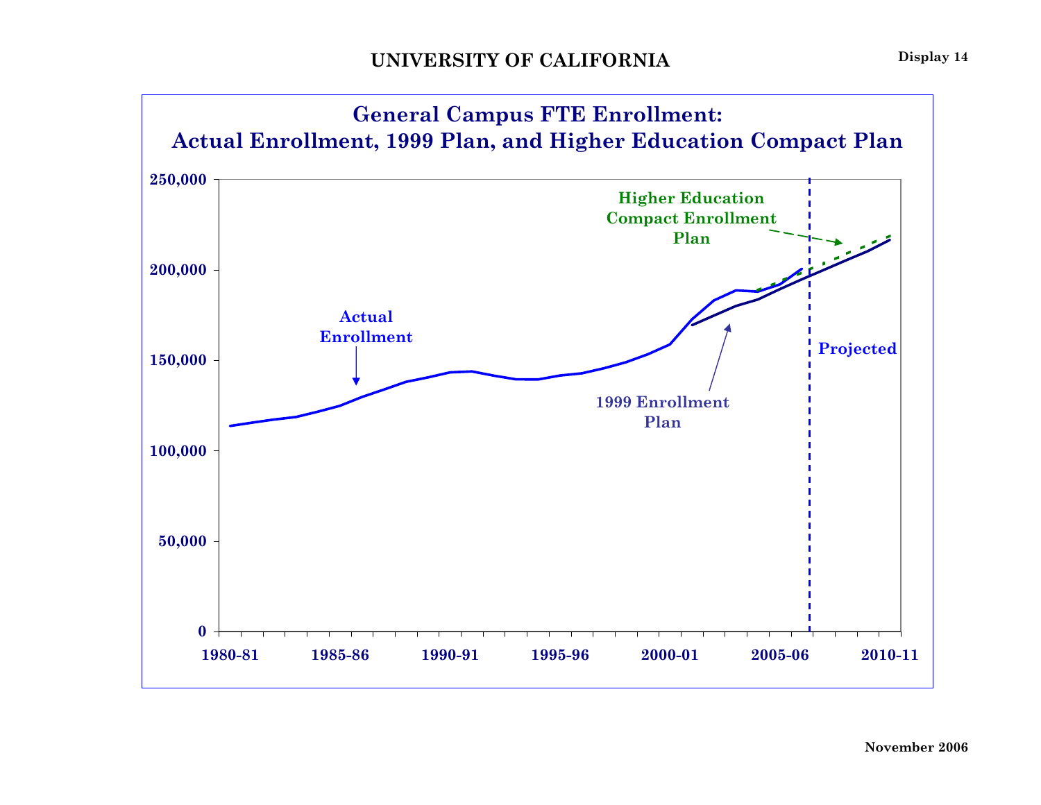# UNIVERSITY OF CALIFORNIA

Display 14

## General Campus FTE Enrollment: Actual Enrollment, 1999 Plan, and Higher Education Compact Plan

250,000

200,000

150,000

100,000

50,000

0

1980-81 1985-86 1990-91 1995-96 2000-01 2005-06 2010-11

Actual Enrollment

1999 Enrollment Plan

Higher Education Compact Enrollment Plan

Projected

November 2006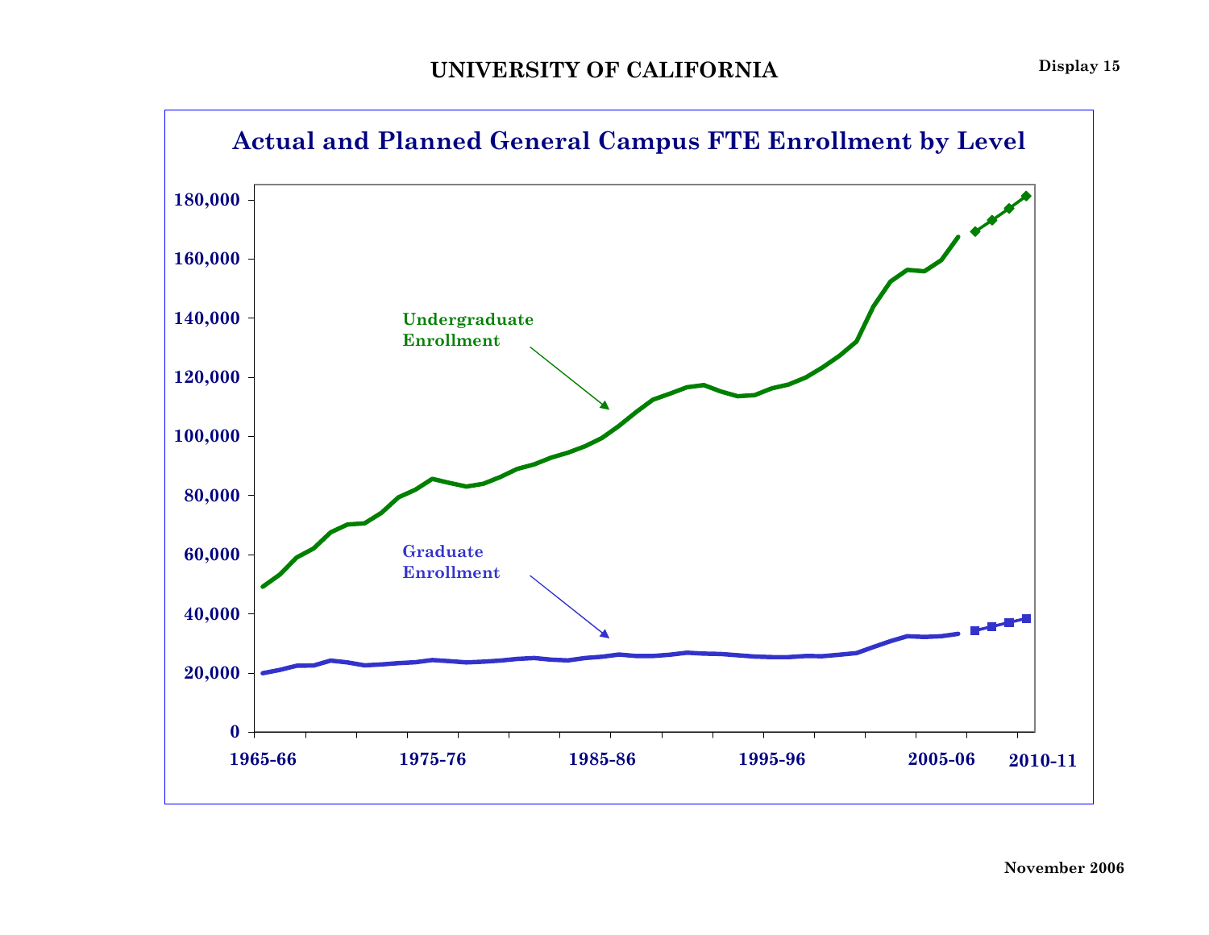# UNIVERSITY OF CALIFORNIA

Display 15

## Actual and Planned General Campus FTE Enrollment by Level

Undergraduate Enrollment

Graduate Enrollment

0
20,000
40,000
60,000
80,000
100,000
120,000
140,000
160,000
180,000

1965-66 1975-76 1985-86 1995-96 2005-06 2010-11

November 2006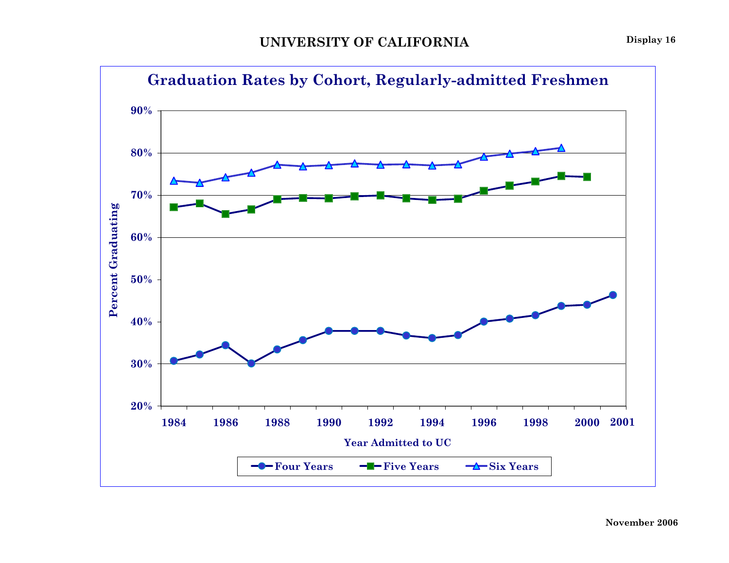# UNIVERSITY OF CALIFORNIA

Display 16

## Graduation Rates by Cohort, Regularly-admitted Freshmen

Percent Graduating

90%
80%
70%
60%
50%
40%
30%
20%

1984 1986 1988 1990 1992 1994 1996 1998 2000 2001

Year Admitted to UC

Four Years | Five Years | Six Years

November 2006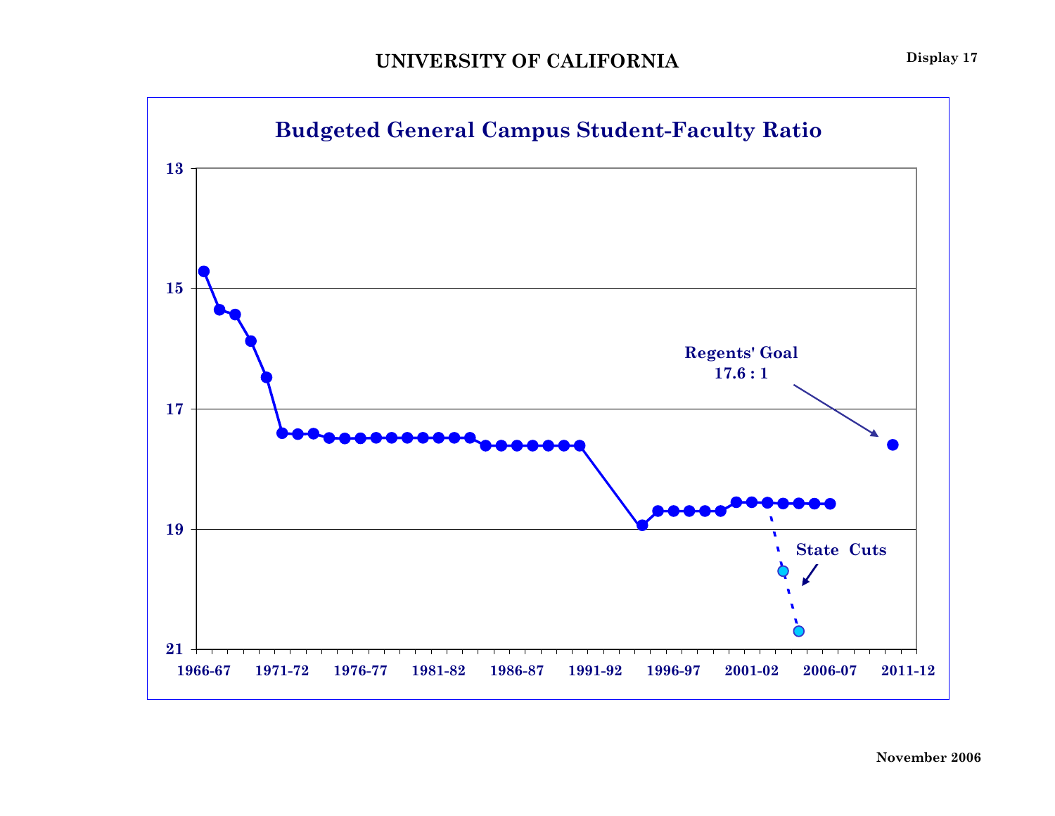# UNIVERSITY OF CALIFORNIA

Display 17

## Budgeted General Campus Student-Faculty Ratio

Regents' Goal
17.6 : 1

State Cuts

13
15
17
19
21

1966-67 1971-72 1976-77 1981-82 1986-87 1991-92 1996-97 2001-02 2006-07 2011-12

November 2006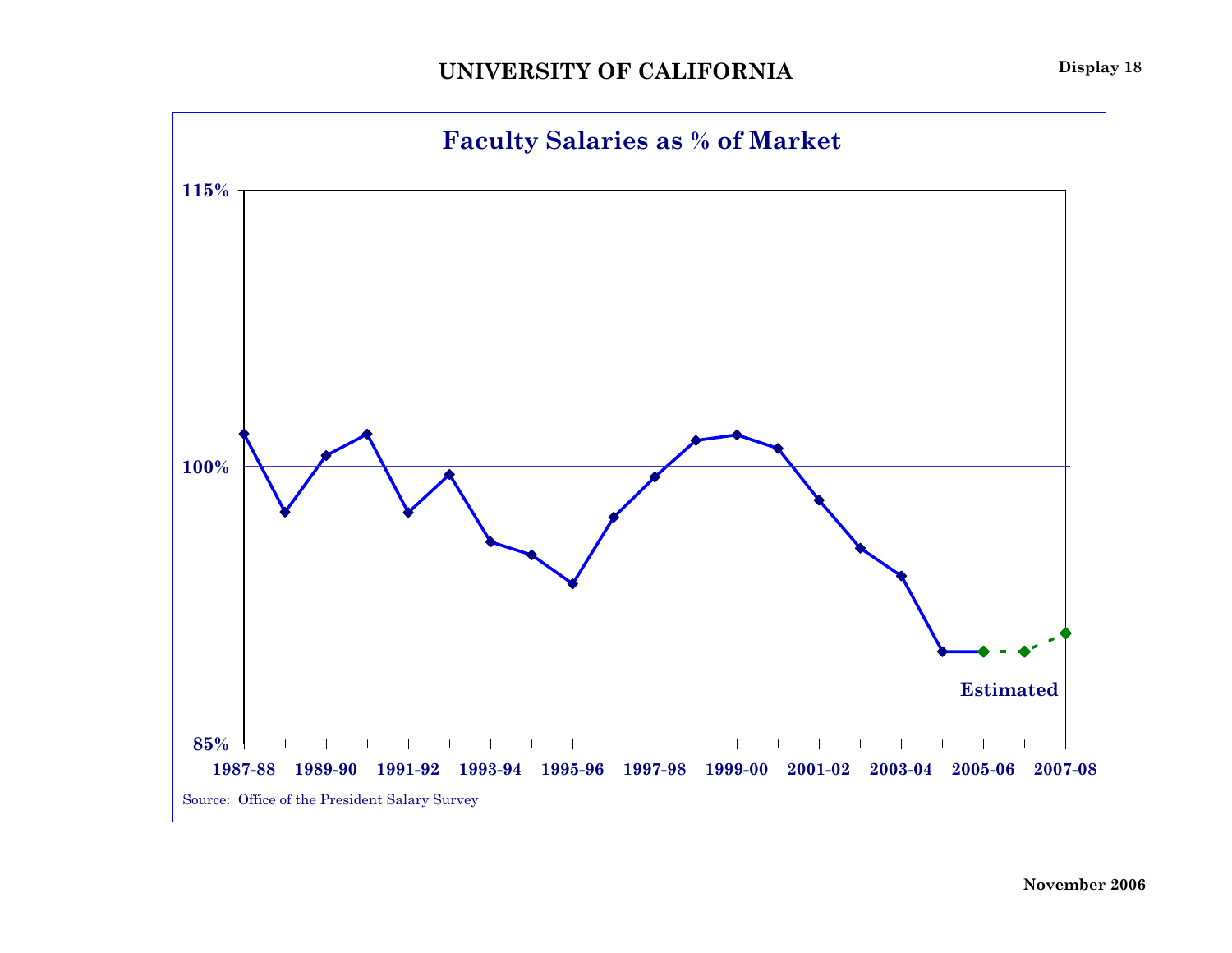# UNIVERSITY OF CALIFORNIA

Display 18

## Faculty Salaries as % of Market

115%

100%

85%

Estimated

1987-88 1989-90 1991-92 1993-94 1995-96 1997-98 1999-00 2001-02 2003-04 2005-06 2007-08

Source: Office of the President Salary Survey

November 2006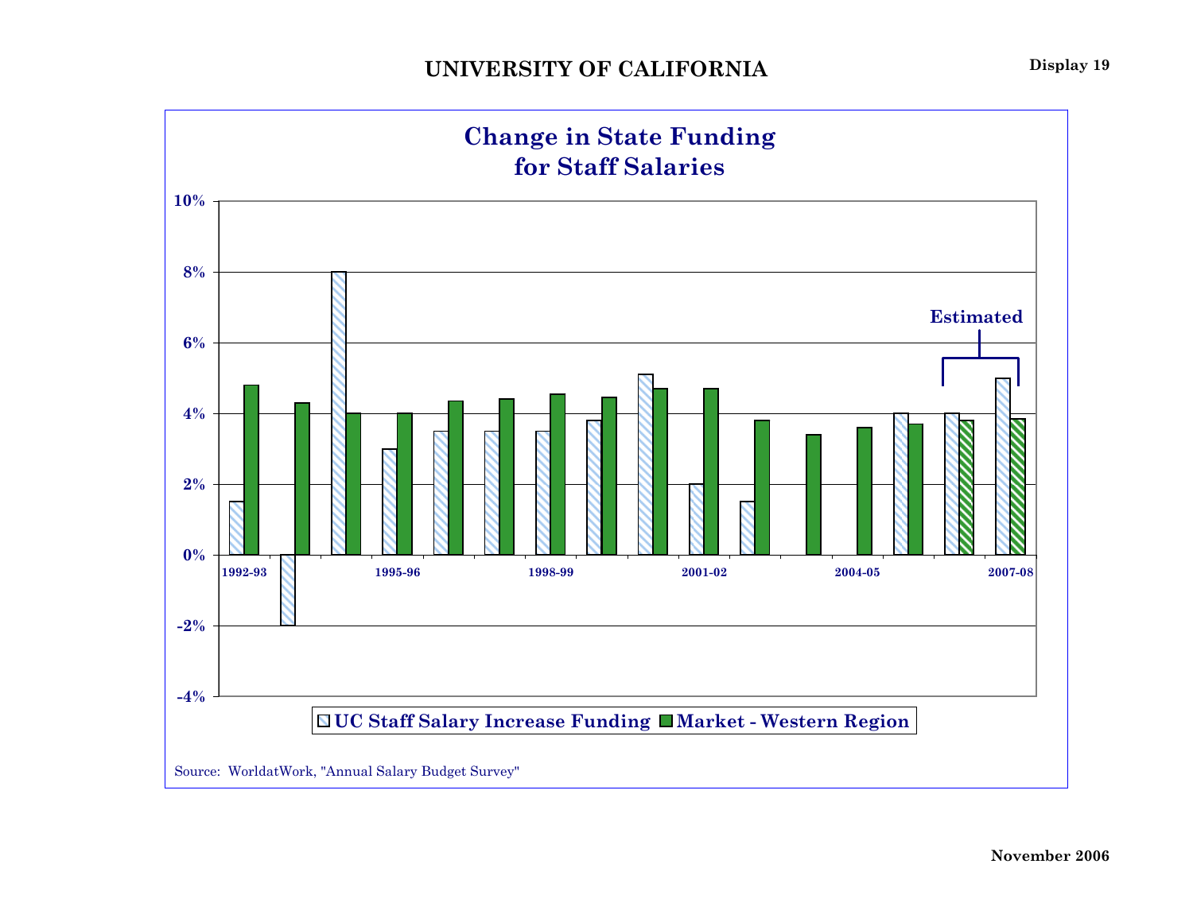# UNIVERSITY OF CALIFORNIA

Display 19

## Change in State Funding for Staff Salaries

Estimated

10%
8%
6%
4%
2%
0%
-2%
-4%

1992-93 | 1995-96 | 1998-99 | 2001-02 | 2004-05 | 2007-08

UC Staff Salary Increase Funding | Market - Western Region

Source: WorldatWork, "Annual Salary Budget Survey"

November 2006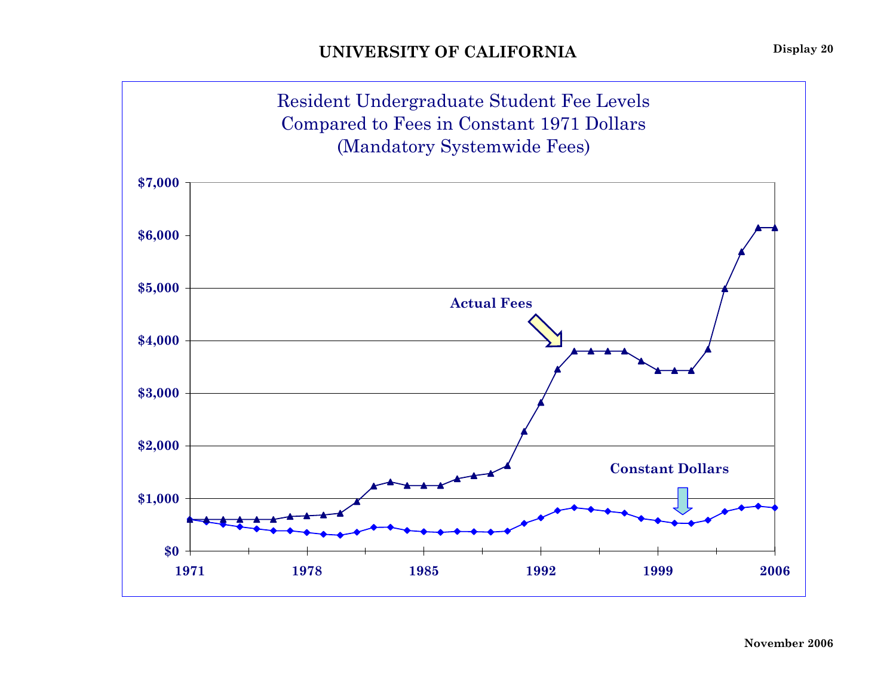# UNIVERSITY OF CALIFORNIA

**Display 20**

## Resident Undergraduate Student Fee Levels Compared to Fees in Constant 1971 Dollars (Mandatory Systemwide Fees)

**November 2006**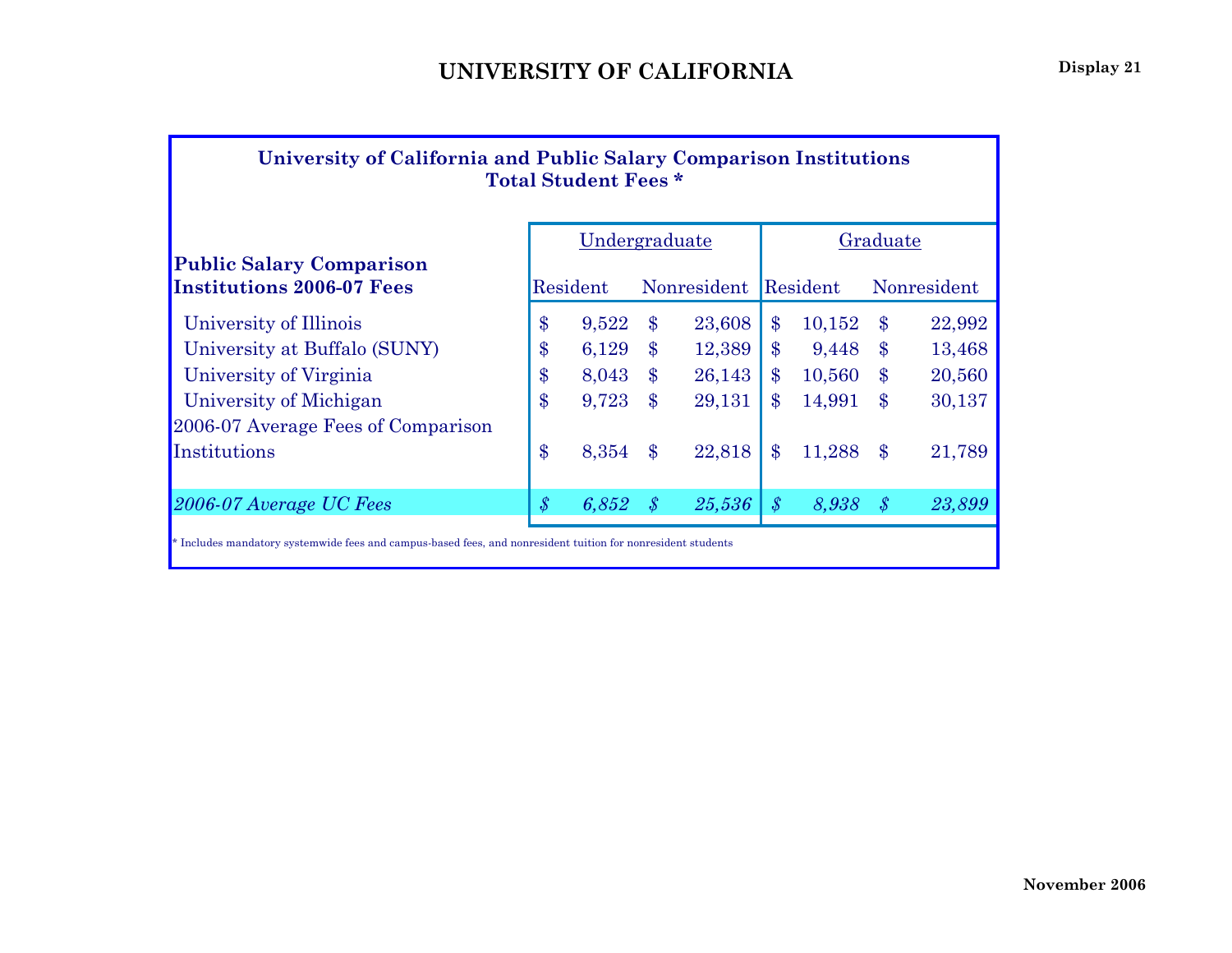# UNIVERSITY OF CALIFORNIA

Display 21

## University of California and Public Salary Comparison Institutions
## Total Student Fees *

| Public Salary Comparison Institutions 2006-07 Fees | Undergraduate | | Graduate | |
|---|---|---|---|---|
| | Resident | Nonresident | Resident | Nonresident |
| University of Illinois | $ 9,522 | $ 23,608 | $ 10,152 | $ 22,992 |
| University at Buffalo (SUNY) | $ 6,129 | $ 12,389 | $ 9,448 | $ 13,468 |
| University of Virginia | $ 8,043 | $ 26,143 | $ 10,560 | $ 20,560 |
| University of Michigan | $ 9,723 | $ 29,131 | $ 14,991 | $ 30,137 |
| 2006-07 Average Fees of Comparison Institutions | $ 8,354 | $ 22,818 | $ 11,288 | $ 21,789 |
| *2006-07 Average UC Fees* | *$ 6,852* | *$ 25,536* | *$ 8,938* | *$ 23,899* |

\* Includes mandatory systemwide fees and campus-based fees, and nonresident tuition for nonresident students

November 2006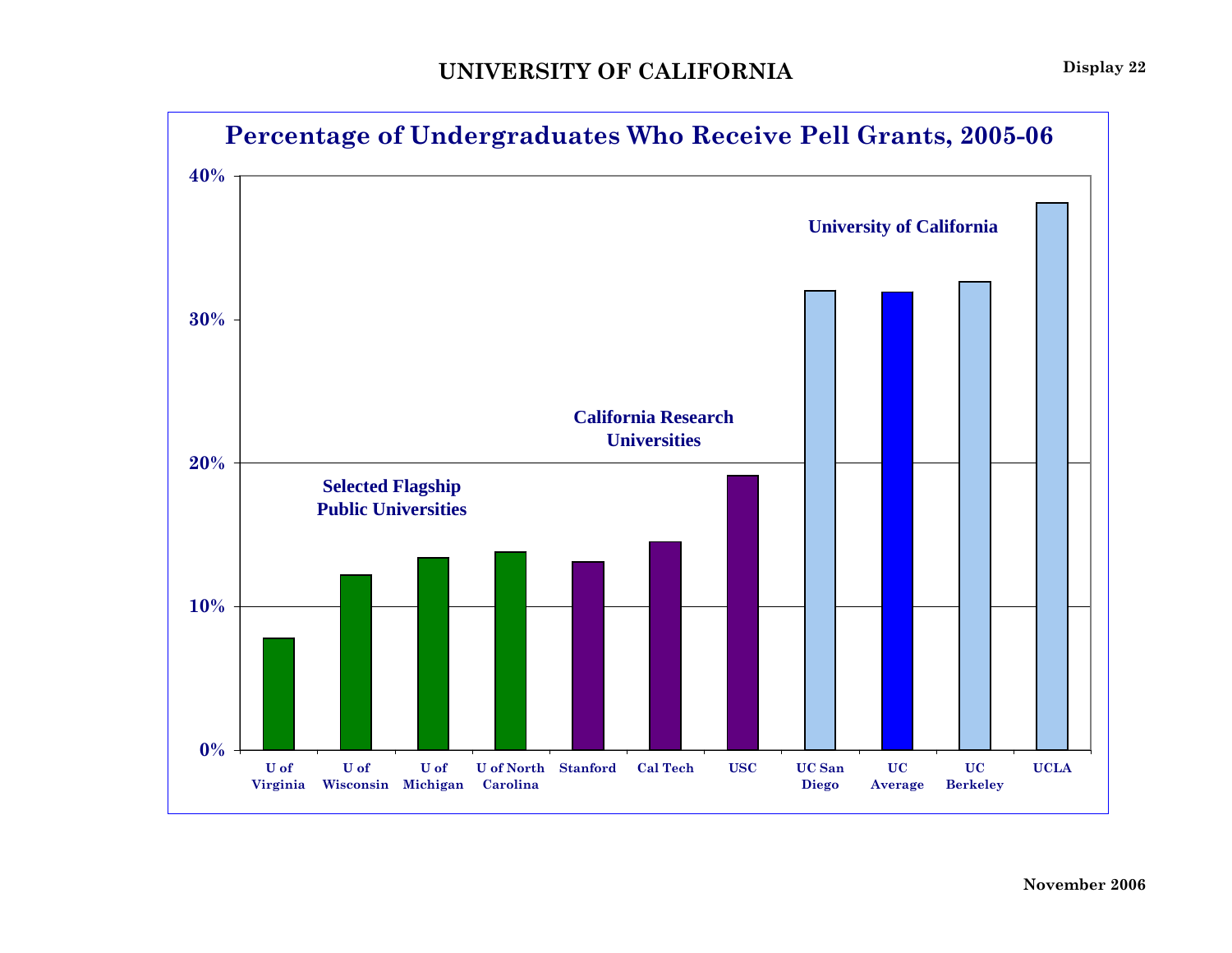## UNIVERSITY OF CALIFORNIA

Display 22

### Percentage of Undergraduates Who Receive Pell Grants, 2005-06

40%

30%

20%

10%

0%

University of California

California Research Universities

Selected Flagship Public Universities

U of Virginia | U of Wisconsin | U of Michigan | U of North Carolina | Stanford | Cal Tech | USC | UC San Diego | UC Average | UC Berkeley | UCLA

November 2006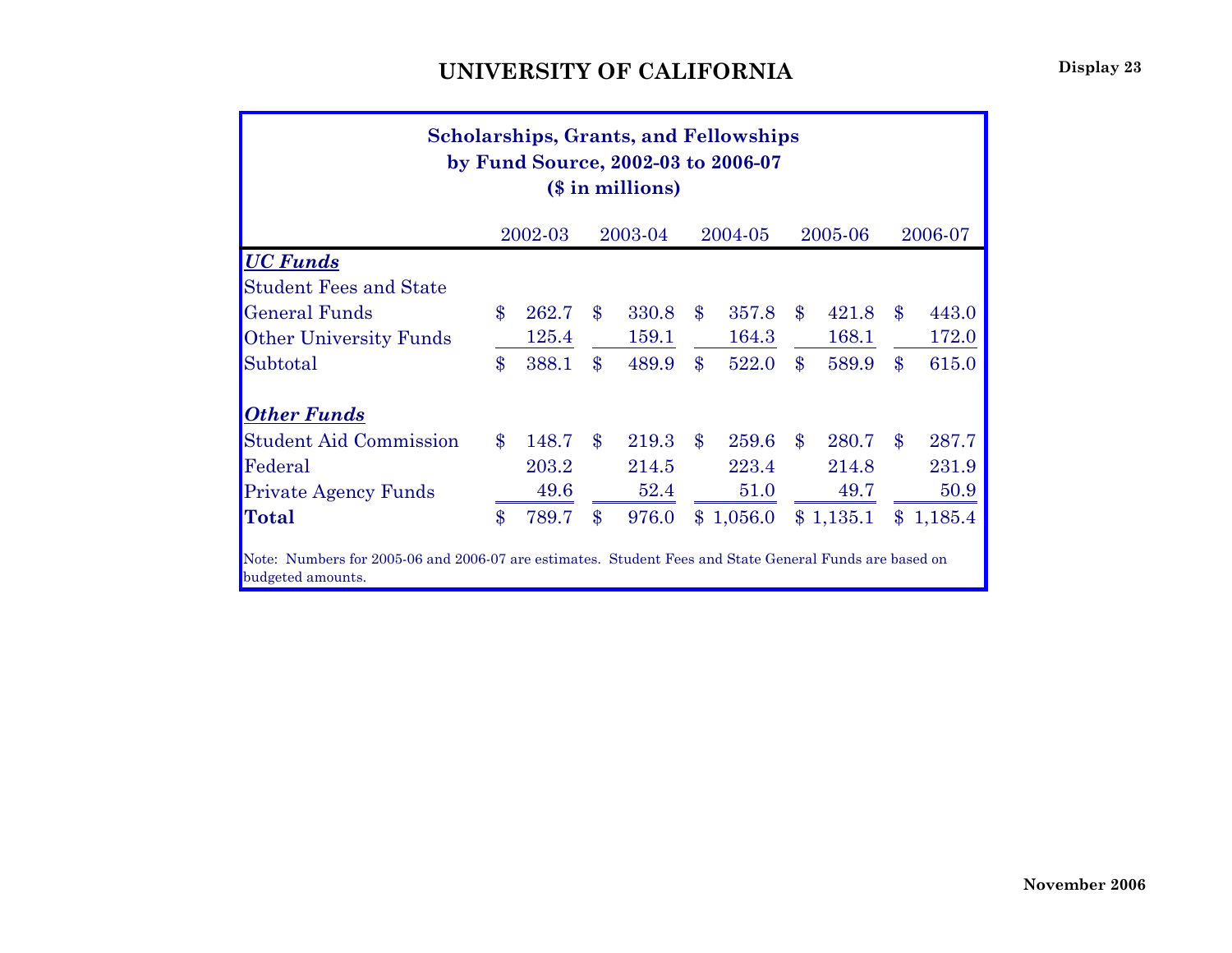# UNIVERSITY OF CALIFORNIA

Display 23

## Scholarships, Grants, and Fellowships by Fund Source, 2002-03 to 2006-07 ($ in millions)

| | 2002-03 | 2003-04 | 2004-05 | 2005-06 | 2006-07 |
|---|---|---|---|---|---|
| ***UC Funds*** | | | | | |
| Student Fees and State General Funds | $ 262.7 | $ 330.8 | $ 357.8 | $ 421.8 | $ 443.0 |
| Other University Funds | 125.4 | 159.1 | 164.3 | 168.1 | 172.0 |
| Subtotal | $ 388.1 | $ 489.9 | $ 522.0 | $ 589.9 | $ 615.0 |
| ***Other Funds*** | | | | | |
| Student Aid Commission | $ 148.7 | $ 219.3 | $ 259.6 | $ 280.7 | $ 287.7 |
| Federal | 203.2 | 214.5 | 223.4 | 214.8 | 231.9 |
| Private Agency Funds | 49.6 | 52.4 | 51.0 | 49.7 | 50.9 |
| **Total** | $ 789.7 | $ 976.0 | $ 1,056.0 | $ 1,135.1 | $ 1,185.4 |

Note: Numbers for 2005-06 and 2006-07 are estimates. Student Fees and State General Funds are based on budgeted amounts.

November 2006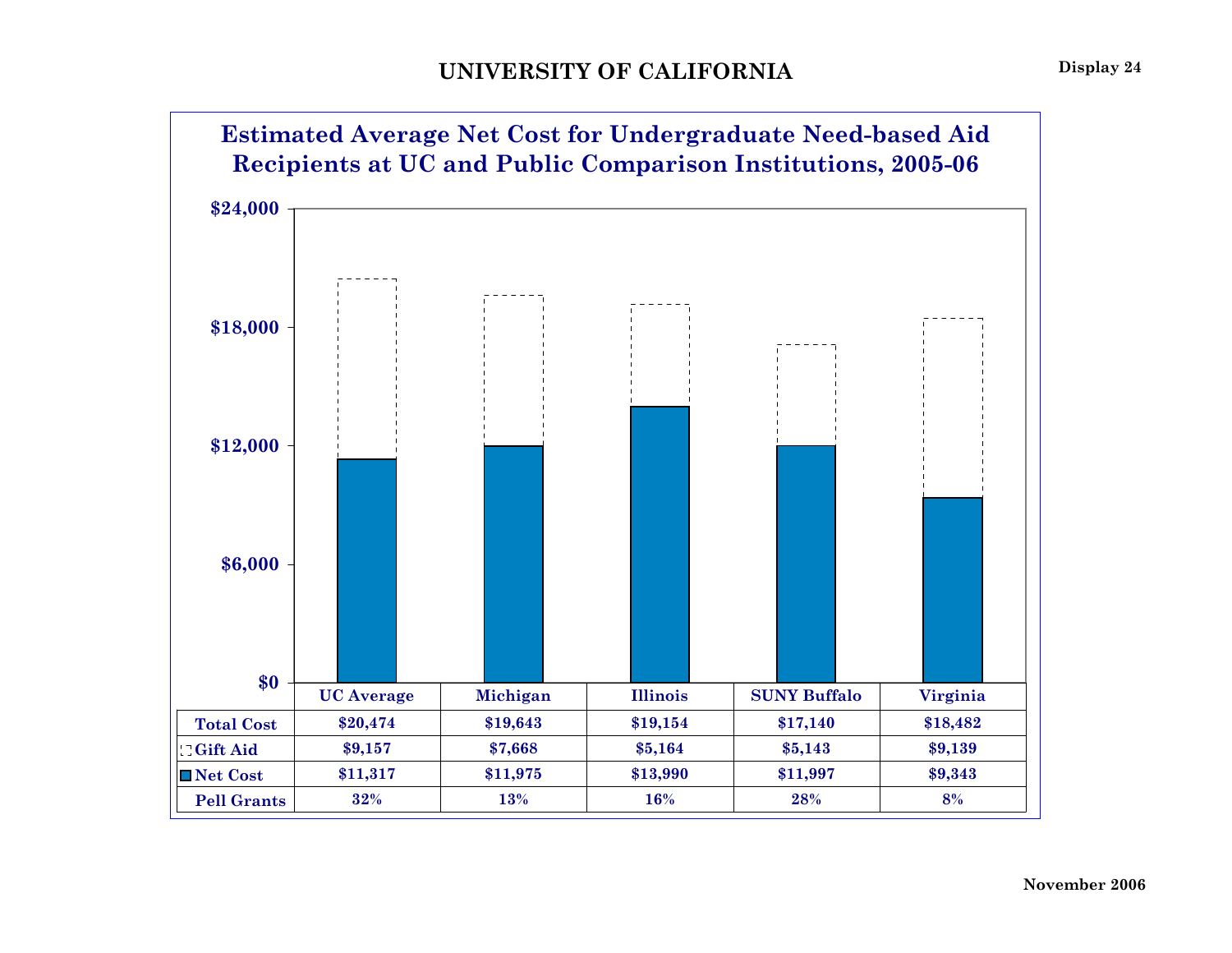# UNIVERSITY OF CALIFORNIA

Display 24

## Estimated Average Net Cost for Undergraduate Need-based Aid Recipients at UC and Public Comparison Institutions, 2005-06

| | UC Average | Michigan | Illinois | SUNY Buffalo | Virginia |
|---|---|---|---|---|---|
| Total Cost | $20,474 | $19,643 | $19,154 | $17,140 | $18,482 |
| Gift Aid | $9,157 | $7,668 | $5,164 | $5,143 | $9,139 |
| Net Cost | $11,317 | $11,975 | $13,990 | $11,997 | $9,343 |
| Pell Grants | 32% | 13% | 16% | 28% | 8% |

November 2006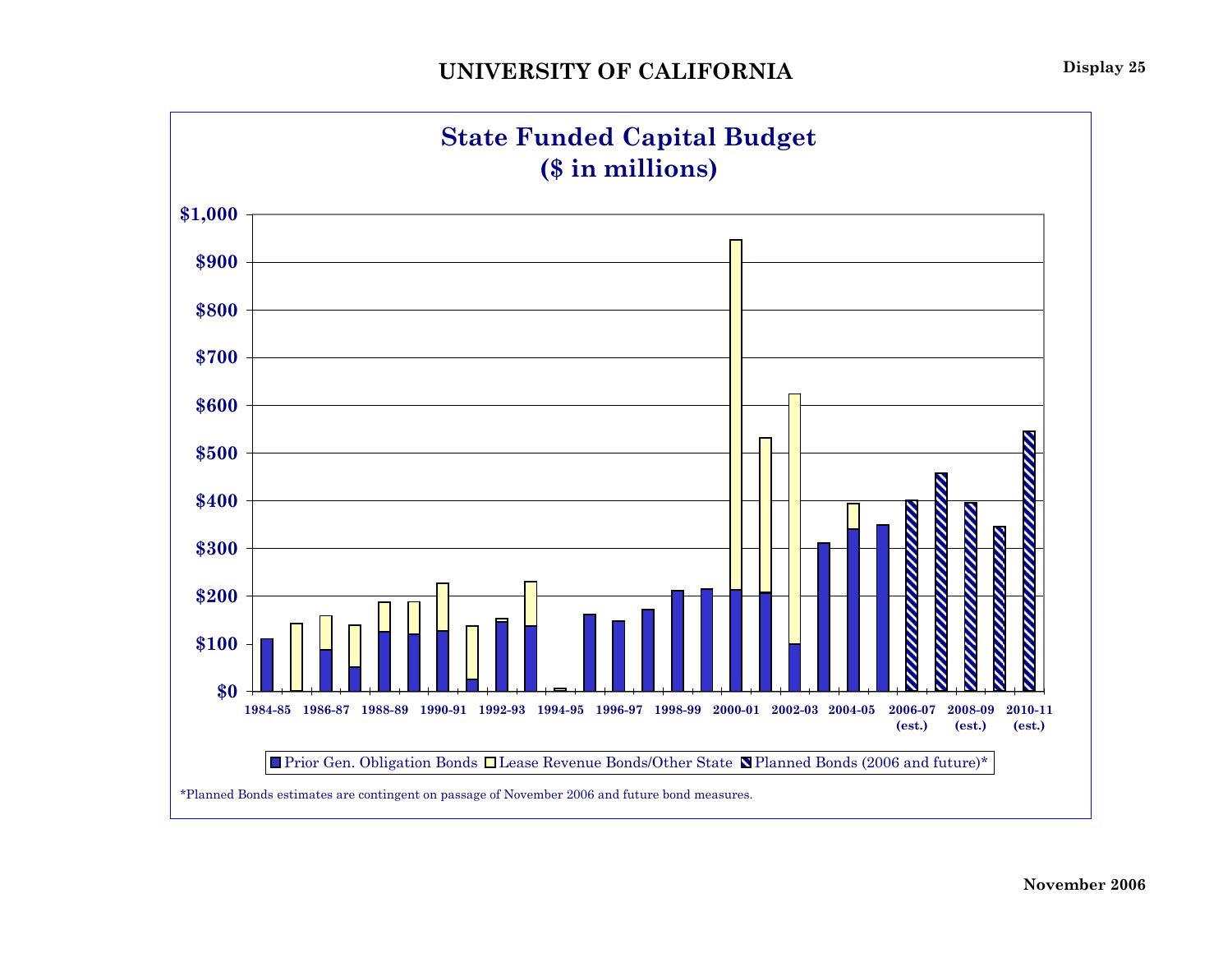# UNIVERSITY OF CALIFORNIA

Display 25

## State Funded Capital Budget
## ($ in millions)

$1,000
$900
$800
$700
$600
$500
$400
$300
$200
$100
$0

1984-85 1986-87 1988-89 1990-91 1992-93 1994-95 1996-97 1998-99 2000-01 2002-03 2004-05 2006-07 (est.) 2008-09 (est.) 2010-11 (est.)

Prior Gen. Obligation Bonds | Lease Revenue Bonds/Other State | Planned Bonds (2006 and future)*

*Planned Bonds estimates are contingent on passage of November 2006 and future bond measures.

November 2006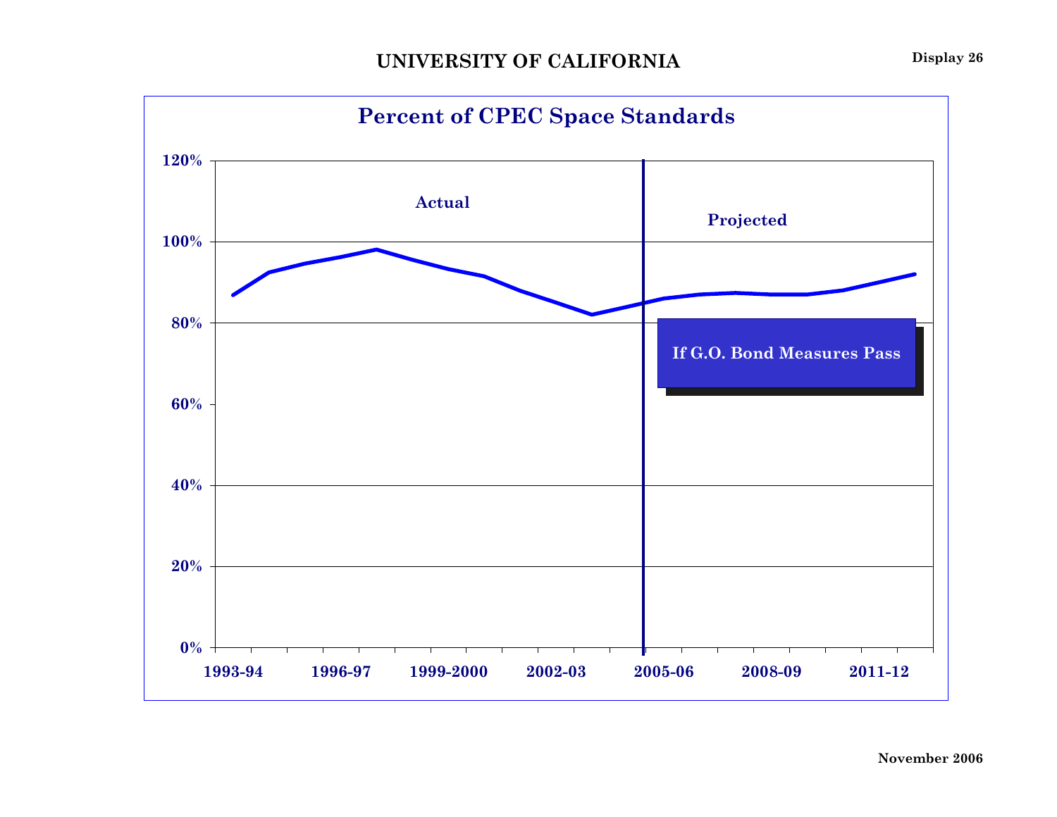# UNIVERSITY OF CALIFORNIA

Display 26

## Percent of CPEC Space Standards

Actual

Projected

If G.O. Bond Measures Pass

120%
100%
80%
60%
40%
20%
0%

1993-94 1996-97 1999-2000 2002-03 2005-06 2008-09 2011-12

November 2006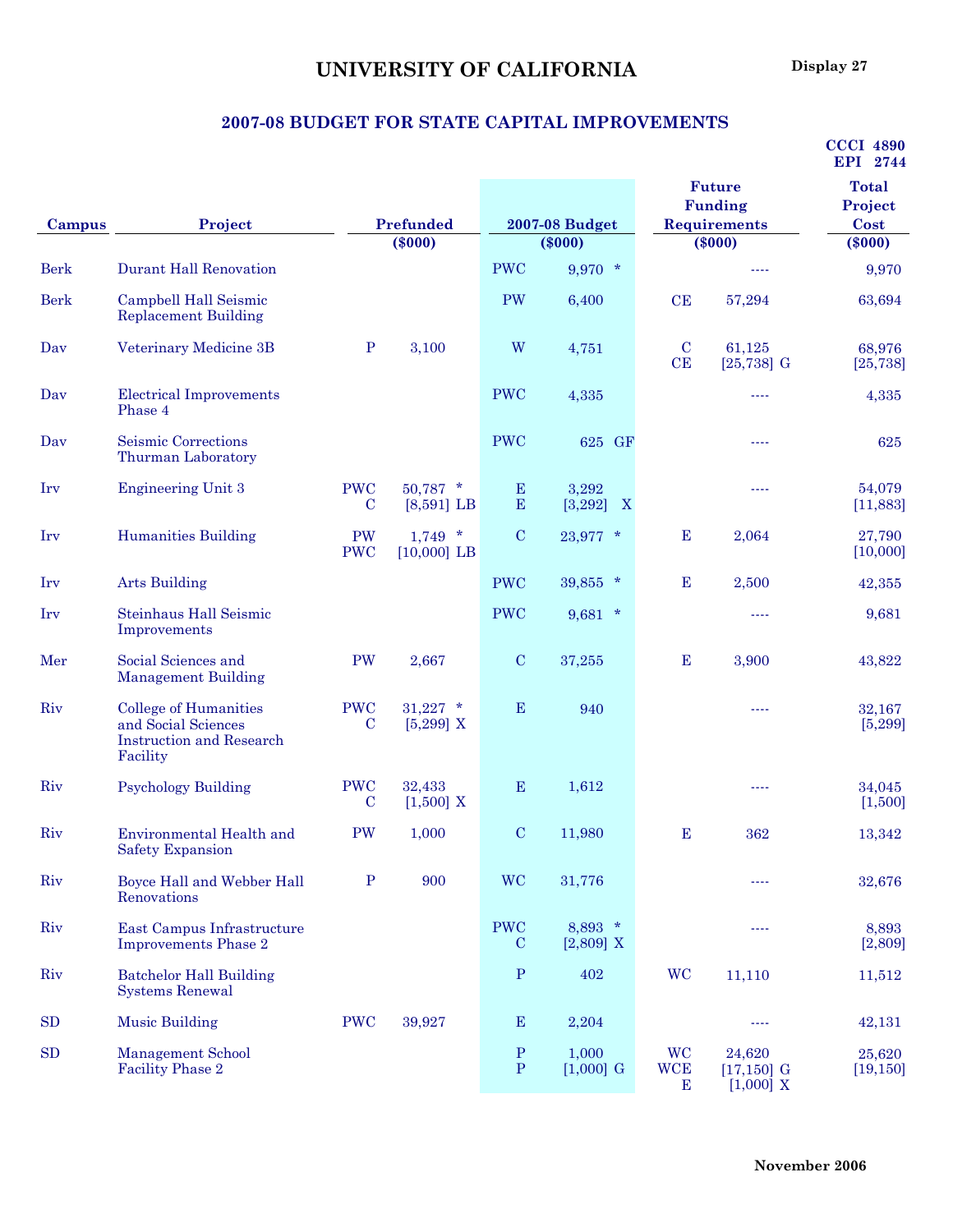# UNIVERSITY OF CALIFORNIA

Display 27

## 2007-08 BUDGET FOR STATE CAPITAL IMPROVEMENTS

CCCI 4890
EPI 2744

| Campus | Project | Prefunded ($000) | | 2007-08 Budget ($000) | | Future Funding Requirements ($000) | | Total Project Cost ($000) |
|---|---|---|---|---|---|---|---|---|
| Berk | Durant Hall Renovation | | | PWC | 9,970 * | | ---- | 9,970 |
| Berk | Campbell Hall Seismic Replacement Building | | | PW | 6,400 | CE | 57,294 | 63,694 |
| Dav | Veterinary Medicine 3B | P | 3,100 | W | 4,751 | C<br>CE | 61,125<br>[25,738] G | 68,976<br>[25,738] |
| Dav | Electrical Improvements Phase 4 | | | PWC | 4,335 | | ---- | 4,335 |
| Dav | Seismic Corrections Thurman Laboratory | | | PWC | 625 GF | | ---- | 625 |
| Irv | Engineering Unit 3 | PWC<br>C | 50,787 *<br>[8,591] LB | E<br>E | 3,292<br>[3,292] X | | ---- | 54,079<br>[11,883] |
| Irv | Humanities Building | PW<br>PWC | 1,749 *<br>[10,000] LB | C | 23,977 * | E | 2,064 | 27,790<br>[10,000] |
| Irv | Arts Building | | | PWC | 39,855 * | E | 2,500 | 42,355 |
| Irv | Steinhaus Hall Seismic Improvements | | | PWC | 9,681 * | | ---- | 9,681 |
| Mer | Social Sciences and Management Building | PW | 2,667 | C | 37,255 | E | 3,900 | 43,822 |
| Riv | College of Humanities and Social Sciences Instruction and Research Facility | PWC<br>C | 31,227 *<br>[5,299] X | E | 940 | | ---- | 32,167<br>[5,299] |
| Riv | Psychology Building | PWC<br>C | 32,433<br>[1,500] X | E | 1,612 | | ---- | 34,045<br>[1,500] |
| Riv | Environmental Health and Safety Expansion | PW | 1,000 | C | 11,980 | E | 362 | 13,342 |
| Riv | Boyce Hall and Webber Hall Renovations | P | 900 | WC | 31,776 | | ---- | 32,676 |
| Riv | East Campus Infrastructure Improvements Phase 2 | | | PWC<br>C | 8,893 *<br>[2,809] X | | ---- | 8,893<br>[2,809] |
| Riv | Batchelor Hall Building Systems Renewal | | | P | 402 | WC | 11,110 | 11,512 |
| SD | Music Building | PWC | 39,927 | E | 2,204 | | ---- | 42,131 |
| SD | Management School Facility Phase 2 | | | P<br>P | 1,000<br>[1,000] G | WC<br>WCE<br>E | 24,620<br>[17,150] G<br>[1,000] X | 25,620<br>[19,150] |

November 2006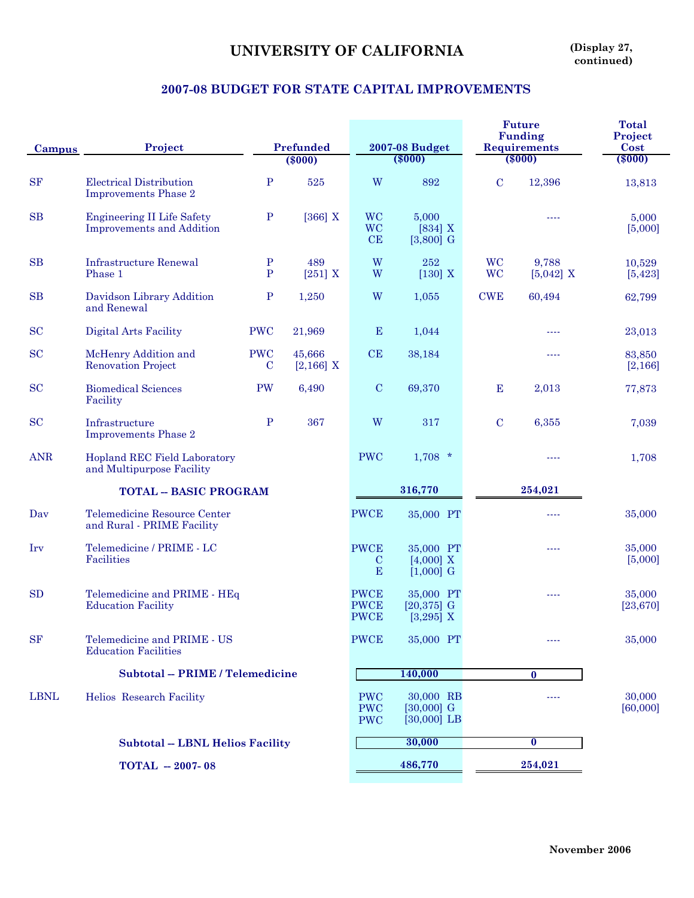# UNIVERSITY OF CALIFORNIA

**(Display 27, continued)**

## 2007-08 BUDGET FOR STATE CAPITAL IMPROVEMENTS

| Campus | Project | Prefunded ($000) | | 2007-08 Budget ($000) | | Future Funding Requirements ($000) | | Total Project Cost ($000) |
|---|---|---|---|---|---|---|---|---|
| SF | Electrical Distribution Improvements Phase 2 | P | 525 | W | 892 | C | 12,396 | 13,813 |
| SB | Engineering II Life Safety Improvements and Addition | P | [366] X | WC<br>WC<br>CE | 5,000<br>[834] X<br>[3,800] G | | ---- | 5,000<br>[5,000] |
| SB | Infrastructure Renewal Phase 1 | P<br>P | 489<br>[251] X | W<br>W | 252<br>[130] X | WC<br>WC | 9,788<br>[5,042] X | 10,529<br>[5,423] |
| SB | Davidson Library Addition and Renewal | P | 1,250 | W | 1,055 | CWE | 60,494 | 62,799 |
| SC | Digital Arts Facility | PWC | 21,969 | E | 1,044 | | ---- | 23,013 |
| SC | McHenry Addition and Renovation Project | PWC<br>C | 45,666<br>[2,166] X | CE | 38,184 | | ---- | 83,850<br>[2,166] |
| SC | Biomedical Sciences Facility | PW | 6,490 | C | 69,370 | E | 2,013 | 77,873 |
| SC | Infrastructure Improvements Phase 2 | P | 367 | W | 317 | C | 6,355 | 7,039 |
| ANR | Hopland REC Field Laboratory and Multipurpose Facility | | | PWC | 1,708 * | | ---- | 1,708 |
| | **TOTAL -- BASIC PROGRAM** | | | | **316,770** | | **254,021** | |
| Dav | Telemedicine Resource Center and Rural - PRIME Facility | | | PWCE | 35,000 PT | | ---- | 35,000 |
| Irv | Telemedicine / PRIME - LC Facilities | | | PWCE<br>C<br>E | 35,000 PT<br>[4,000] X<br>[1,000] G | | ---- | 35,000<br>[5,000] |
| SD | Telemedicine and PRIME - HEq Education Facility | | | PWCE<br>PWCE<br>PWCE | 35,000 PT<br>[20,375] G<br>[3,295] X | | ---- | 35,000<br>[23,670] |
| SF | Telemedicine and PRIME - US Education Facilities | | | PWCE | 35,000 PT | | ---- | 35,000 |
| | **Subtotal -- PRIME / Telemedicine** | | | | **140,000** | | **0** | |
| LBNL | Helios Research Facility | | | PWC<br>PWC<br>PWC | 30,000 RB<br>[30,000] G<br>[30,000] LB | | ---- | 30,000<br>[60,000] |
| | **Subtotal -- LBNL Helios Facility** | | | | **30,000** | | **0** | |
| | **TOTAL -- 2007- 08** | | | | **486,770** | | **254,021** | |

**November 2006**